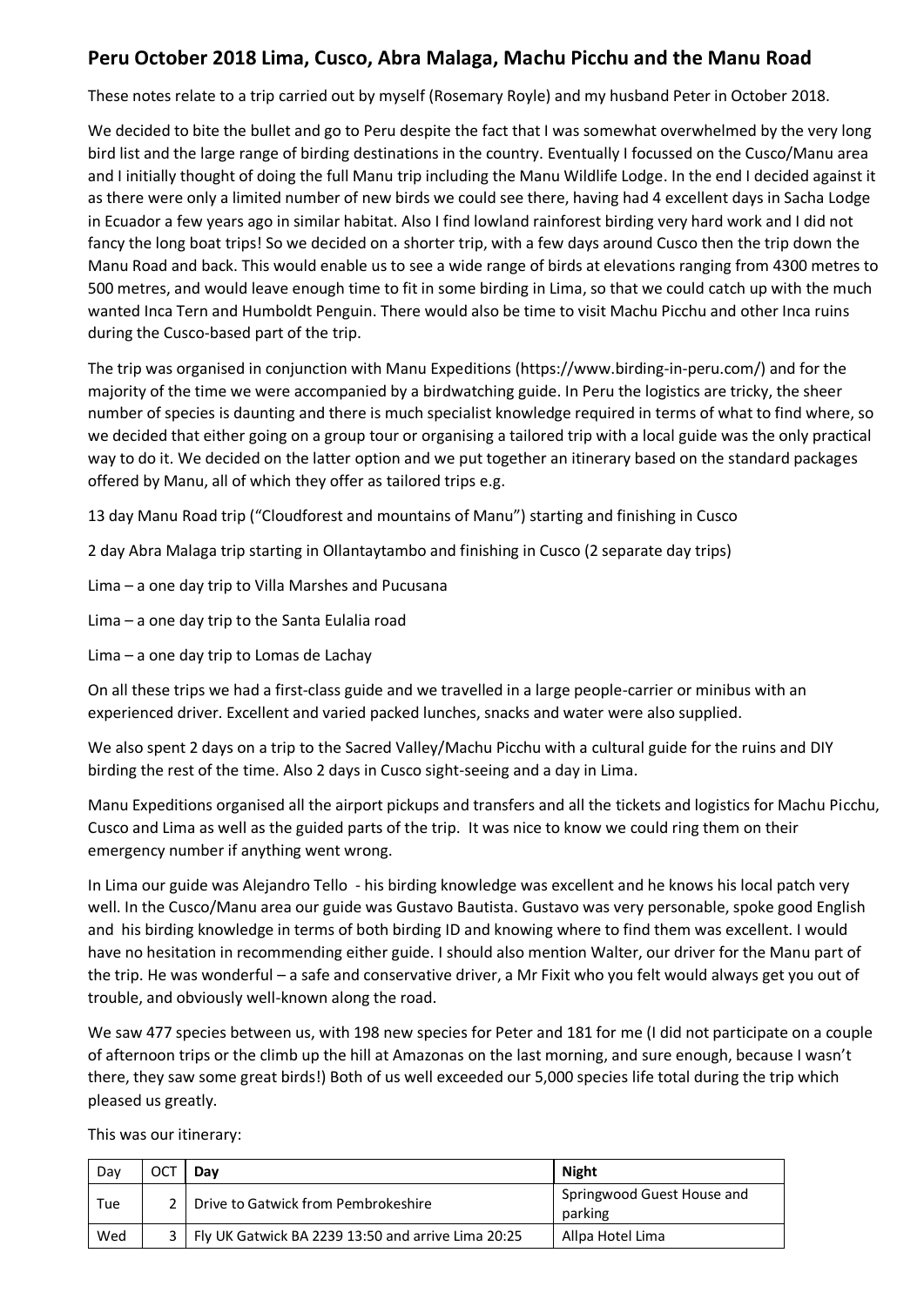## Peru October 2018 Lima, Cusco, Abra Malaga, Machu Picchu and the Manu Road

These notes relate to a trip carried out by myself (Rosemary Royle) and my husband Peter in October 2018.

We decided to bite the bullet and go to Peru despite the fact that I was somewhat overwhelmed by the very long bird list and the large range of birding destinations in the country. Eventually I focussed on the Cusco/Manu area and I initially thought of doing the full Manu trip including the Manu Wildlife Lodge. In the end I decided against it as there were only a limited number of new birds we could see there, having had 4 excellent days in Sacha Lodge in Ecuador a few years ago in similar habitat. Also I find lowland rainforest birding very hard work and I did not fancy the long boat trips! So we decided on a shorter trip, with a few days around Cusco then the trip down the Manu Road and back. This would enable us to see a wide range of birds at elevations ranging from 4300 metres to 500 metres, and would leave enough time to fit in some birding in Lima, so that we could catch up with the much wanted Inca Tern and Humboldt Penguin. There would also be time to visit Machu Picchu and other Inca ruins during the Cusco-based part of the trip.

The trip was organised in conjunction with Manu Expeditions (https://www.birding-in-peru.com/) and for the majority of the time we were accompanied by a birdwatching guide. In Peru the logistics are tricky, the sheer number of species is daunting and there is much specialist knowledge required in terms of what to find where, so we decided that either going on a group tour or organising a tailored trip with a local guide was the only practical way to do it. We decided on the latter option and we put together an itinerary based on the standard packages offered by Manu, all of which they offer as tailored trips e.g.

13 day Manu Road trip ("Cloudforest and mountains of Manu") starting and finishing in Cusco

2 day Abra Malaga trip starting in Ollantaytambo and finishing in Cusco (2 separate day trips)

Lima – a one day trip to Villa Marshes and Pucusana

Lima – a one day trip to the Santa Eulalia road

Lima – a one day trip to Lomas de Lachay

On all these trips we had a first-class guide and we travelled in a large people-carrier or minibus with an experienced driver. Excellent and varied packed lunches, snacks and water were also supplied.

We also spent 2 days on a trip to the Sacred Valley/Machu Picchu with a cultural guide for the ruins and DIY birding the rest of the time. Also 2 days in Cusco sight-seeing and a day in Lima.

Manu Expeditions organised all the airport pickups and transfers and all the tickets and logistics for Machu Picchu, Cusco and Lima as well as the guided parts of the trip. It was nice to know we could ring them on their emergency number if anything went wrong.

In Lima our guide was Alejandro Tello - his birding knowledge was excellent and he knows his local patch very well. In the Cusco/Manu area our guide was Gustavo Bautista. Gustavo was very personable, spoke good English and his birding knowledge in terms of both birding ID and knowing where to find them was excellent. I would have no hesitation in recommending either guide. I should also mention Walter, our driver for the Manu part of the trip. He was wonderful – a safe and conservative driver, a Mr Fixit who you felt would always get you out of trouble, and obviously well-known along the road.

We saw 477 species between us, with 198 new species for Peter and 181 for me (I did not participate on a couple of afternoon trips or the climb up the hill at Amazonas on the last morning, and sure enough, because I wasn't there, they saw some great birds!) Both of us well exceeded our 5,000 species life total during the trip which pleased us greatly.

This was our itinerary:

| Day | OCT | Day | Night |
|---|---|---|---|
| Tue | 2 | Drive to Gatwick from Pembrokeshire | Springwood Guest House and parking |
| Wed | 3 | Fly UK Gatwick BA 2239 13:50 and arrive Lima 20:25 | Allpa Hotel Lima |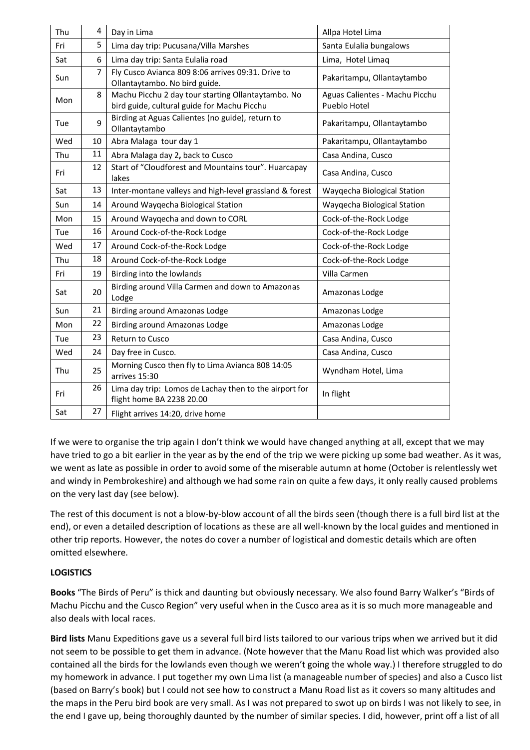| Thu | 4 | Day in Lima | Allpa Hotel Lima |
|---|---|---|---|
| Fri | 5 | Lima day trip: Pucusana/Villa Marshes | Santa Eulalia bungalows |
| Sat | 6 | Lima day trip: Santa Eulalia road | Lima, Hotel Limaq |
| Sun | 7 | Fly Cusco Avianca 809 8:06 arrives 09:31. Drive to Ollantaytambo. No bird guide. | Pakaritampu, Ollantaytambo |
| Mon | 8 | Machu Picchu 2 day tour starting Ollantaytambo. No bird guide, cultural guide for Machu Picchu | Aguas Calientes - Machu Picchu Pueblo Hotel |
| Tue | 9 | Birding at Aguas Calientes (no guide), return to Ollantaytambo | Pakaritampu, Ollantaytambo |
| Wed | 10 | Abra Malaga tour day 1 | Pakaritampu, Ollantaytambo |
| Thu | 11 | Abra Malaga day 2**,** back to Cusco | Casa Andina, Cusco |
| Fri | 12 | Start of "Cloudforest and Mountains tour". Huarcapay lakes | Casa Andina, Cusco |
| Sat | 13 | Inter-montane valleys and high-level grassland & forest | Wayqecha Biological Station |
| Sun | 14 | Around Wayqecha Biological Station | Wayqecha Biological Station |
| Mon | 15 | Around Wayqecha and down to CORL | Cock-of-the-Rock Lodge |
| Tue | 16 | Around Cock-of-the-Rock Lodge | Cock-of-the-Rock Lodge |
| Wed | 17 | Around Cock-of-the-Rock Lodge | Cock-of-the-Rock Lodge |
| Thu | 18 | Around Cock-of-the-Rock Lodge | Cock-of-the-Rock Lodge |
| Fri | 19 | Birding into the lowlands | Villa Carmen |
| Sat | 20 | Birding around Villa Carmen and down to Amazonas Lodge | Amazonas Lodge |
| Sun | 21 | Birding around Amazonas Lodge | Amazonas Lodge |
| Mon | 22 | Birding around Amazonas Lodge | Amazonas Lodge |
| Tue | 23 | Return to Cusco | Casa Andina, Cusco |
| Wed | 24 | Day free in Cusco. | Casa Andina, Cusco |
| Thu | 25 | Morning Cusco then fly to Lima Avianca 808 14:05 arrives 15:30 | Wyndham Hotel, Lima |
| Fri | 26 | Lima day trip: Lomos de Lachay then to the airport for flight home BA 2238 20.00 | In flight |
| Sat | 27 | Flight arrives 14:20, drive home | |

If we were to organise the trip again I don't think we would have changed anything at all, except that we may have tried to go a bit earlier in the year as by the end of the trip we were picking up some bad weather. As it was, we went as late as possible in order to avoid some of the miserable autumn at home (October is relentlessly wet and windy in Pembrokeshire) and although we had some rain on quite a few days, it only really caused problems on the very last day (see below).

The rest of this document is not a blow-by-blow account of all the birds seen (though there is a full bird list at the end), or even a detailed description of locations as these are all well-known by the local guides and mentioned in other trip reports. However, the notes do cover a number of logistical and domestic details which are often omitted elsewhere.

**LOGISTICS**

**Books** "The Birds of Peru" is thick and daunting but obviously necessary. We also found Barry Walker's "Birds of Machu Picchu and the Cusco Region" very useful when in the Cusco area as it is so much more manageable and also deals with local races.

**Bird lists** Manu Expeditions gave us a several full bird lists tailored to our various trips when we arrived but it did not seem to be possible to get them in advance. (Note however that the Manu Road list which was provided also contained all the birds for the lowlands even though we weren't going the whole way.) I therefore struggled to do my homework in advance. I put together my own Lima list (a manageable number of species) and also a Cusco list (based on Barry's book) but I could not see how to construct a Manu Road list as it covers so many altitudes and the maps in the Peru bird book are very small. As I was not prepared to swot up on birds I was not likely to see, in the end I gave up, being thoroughly daunted by the number of similar species. I did, however, print off a list of all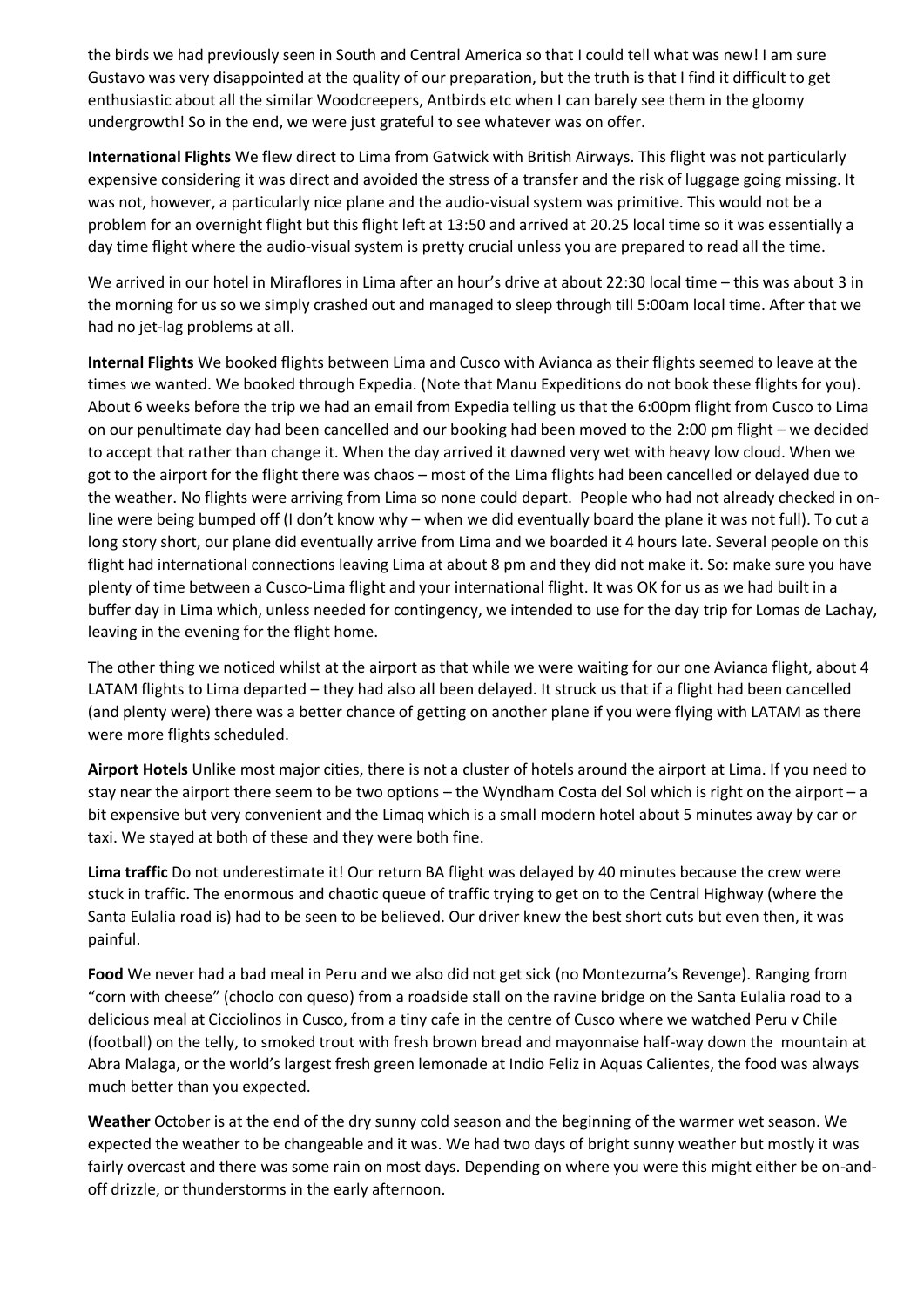the birds we had previously seen in South and Central America so that I could tell what was new! I am sure Gustavo was very disappointed at the quality of our preparation, but the truth is that I find it difficult to get enthusiastic about all the similar Woodcreepers, Antbirds etc when I can barely see them in the gloomy undergrowth! So in the end, we were just grateful to see whatever was on offer.

**International Flights** We flew direct to Lima from Gatwick with British Airways. This flight was not particularly expensive considering it was direct and avoided the stress of a transfer and the risk of luggage going missing. It was not, however, a particularly nice plane and the audio-visual system was primitive. This would not be a problem for an overnight flight but this flight left at 13:50 and arrived at 20.25 local time so it was essentially a day time flight where the audio-visual system is pretty crucial unless you are prepared to read all the time.

We arrived in our hotel in Miraflores in Lima after an hour's drive at about 22:30 local time – this was about 3 in the morning for us so we simply crashed out and managed to sleep through till 5:00am local time. After that we had no jet-lag problems at all.

**Internal Flights** We booked flights between Lima and Cusco with Avianca as their flights seemed to leave at the times we wanted. We booked through Expedia. (Note that Manu Expeditions do not book these flights for you). About 6 weeks before the trip we had an email from Expedia telling us that the 6:00pm flight from Cusco to Lima on our penultimate day had been cancelled and our booking had been moved to the 2:00 pm flight – we decided to accept that rather than change it. When the day arrived it dawned very wet with heavy low cloud. When we got to the airport for the flight there was chaos – most of the Lima flights had been cancelled or delayed due to the weather. No flights were arriving from Lima so none could depart. People who had not already checked in on-line were being bumped off (I don't know why – when we did eventually board the plane it was not full). To cut a long story short, our plane did eventually arrive from Lima and we boarded it 4 hours late. Several people on this flight had international connections leaving Lima at about 8 pm and they did not make it. So: make sure you have plenty of time between a Cusco-Lima flight and your international flight. It was OK for us as we had built in a buffer day in Lima which, unless needed for contingency, we intended to use for the day trip for Lomas de Lachay, leaving in the evening for the flight home.

The other thing we noticed whilst at the airport as that while we were waiting for our one Avianca flight, about 4 LATAM flights to Lima departed – they had also all been delayed. It struck us that if a flight had been cancelled (and plenty were) there was a better chance of getting on another plane if you were flying with LATAM as there were more flights scheduled.

**Airport Hotels** Unlike most major cities, there is not a cluster of hotels around the airport at Lima. If you need to stay near the airport there seem to be two options – the Wyndham Costa del Sol which is right on the airport – a bit expensive but very convenient and the Limaq which is a small modern hotel about 5 minutes away by car or taxi. We stayed at both of these and they were both fine.

**Lima traffic** Do not underestimate it! Our return BA flight was delayed by 40 minutes because the crew were stuck in traffic. The enormous and chaotic queue of traffic trying to get on to the Central Highway (where the Santa Eulalia road is) had to be seen to be believed. Our driver knew the best short cuts but even then, it was painful.

**Food** We never had a bad meal in Peru and we also did not get sick (no Montezuma's Revenge). Ranging from "corn with cheese" (choclo con queso) from a roadside stall on the ravine bridge on the Santa Eulalia road to a delicious meal at Cicciolinos in Cusco, from a tiny cafe in the centre of Cusco where we watched Peru v Chile (football) on the telly, to smoked trout with fresh brown bread and mayonnaise half-way down the mountain at Abra Malaga, or the world's largest fresh green lemonade at Indio Feliz in Aquas Calientes, the food was always much better than you expected.

**Weather** October is at the end of the dry sunny cold season and the beginning of the warmer wet season. We expected the weather to be changeable and it was. We had two days of bright sunny weather but mostly it was fairly overcast and there was some rain on most days. Depending on where you were this might either be on-and-off drizzle, or thunderstorms in the early afternoon.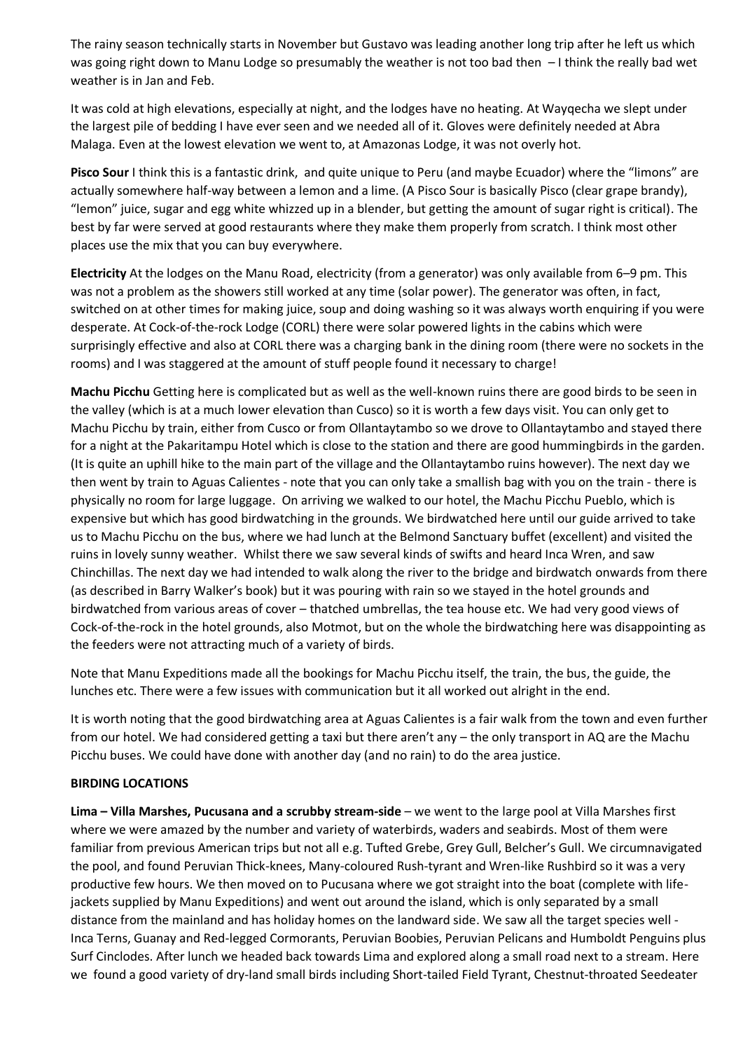The rainy season technically starts in November but Gustavo was leading another long trip after he left us which was going right down to Manu Lodge so presumably the weather is not too bad then – I think the really bad wet weather is in Jan and Feb.

It was cold at high elevations, especially at night, and the lodges have no heating. At Wayqecha we slept under the largest pile of bedding I have ever seen and we needed all of it. Gloves were definitely needed at Abra Malaga. Even at the lowest elevation we went to, at Amazonas Lodge, it was not overly hot.

**Pisco Sour** I think this is a fantastic drink, and quite unique to Peru (and maybe Ecuador) where the "limons" are actually somewhere half-way between a lemon and a lime. (A Pisco Sour is basically Pisco (clear grape brandy), "lemon" juice, sugar and egg white whizzed up in a blender, but getting the amount of sugar right is critical). The best by far were served at good restaurants where they make them properly from scratch. I think most other places use the mix that you can buy everywhere.

**Electricity** At the lodges on the Manu Road, electricity (from a generator) was only available from 6–9 pm. This was not a problem as the showers still worked at any time (solar power). The generator was often, in fact, switched on at other times for making juice, soup and doing washing so it was always worth enquiring if you were desperate. At Cock-of-the-rock Lodge (CORL) there were solar powered lights in the cabins which were surprisingly effective and also at CORL there was a charging bank in the dining room (there were no sockets in the rooms) and I was staggered at the amount of stuff people found it necessary to charge!

**Machu Picchu** Getting here is complicated but as well as the well-known ruins there are good birds to be seen in the valley (which is at a much lower elevation than Cusco) so it is worth a few days visit. You can only get to Machu Picchu by train, either from Cusco or from Ollantaytambo so we drove to Ollantaytambo and stayed there for a night at the Pakaritampu Hotel which is close to the station and there are good hummingbirds in the garden. (It is quite an uphill hike to the main part of the village and the Ollantaytambo ruins however). The next day we then went by train to Aguas Calientes - note that you can only take a smallish bag with you on the train - there is physically no room for large luggage. On arriving we walked to our hotel, the Machu Picchu Pueblo, which is expensive but which has good birdwatching in the grounds. We birdwatched here until our guide arrived to take us to Machu Picchu on the bus, where we had lunch at the Belmond Sanctuary buffet (excellent) and visited the ruins in lovely sunny weather. Whilst there we saw several kinds of swifts and heard Inca Wren, and saw Chinchillas. The next day we had intended to walk along the river to the bridge and birdwatch onwards from there (as described in Barry Walker's book) but it was pouring with rain so we stayed in the hotel grounds and birdwatched from various areas of cover – thatched umbrellas, the tea house etc. We had very good views of Cock-of-the-rock in the hotel grounds, also Motmot, but on the whole the birdwatching here was disappointing as the feeders were not attracting much of a variety of birds.

Note that Manu Expeditions made all the bookings for Machu Picchu itself, the train, the bus, the guide, the lunches etc. There were a few issues with communication but it all worked out alright in the end.

It is worth noting that the good birdwatching area at Aguas Calientes is a fair walk from the town and even further from our hotel. We had considered getting a taxi but there aren't any – the only transport in AQ are the Machu Picchu buses. We could have done with another day (and no rain) to do the area justice.

## BIRDING LOCATIONS

**Lima – Villa Marshes, Pucusana and a scrubby stream-side** – we went to the large pool at Villa Marshes first where we were amazed by the number and variety of waterbirds, waders and seabirds. Most of them were familiar from previous American trips but not all e.g. Tufted Grebe, Grey Gull, Belcher's Gull. We circumnavigated the pool, and found Peruvian Thick-knees, Many-coloured Rush-tyrant and Wren-like Rushbird so it was a very productive few hours. We then moved on to Pucusana where we got straight into the boat (complete with life-jackets supplied by Manu Expeditions) and went out around the island, which is only separated by a small distance from the mainland and has holiday homes on the landward side. We saw all the target species well - Inca Terns, Guanay and Red-legged Cormorants, Peruvian Boobies, Peruvian Pelicans and Humboldt Penguins plus Surf Cinclodes. After lunch we headed back towards Lima and explored along a small road next to a stream. Here we found a good variety of dry-land small birds including Short-tailed Field Tyrant, Chestnut-throated Seedeater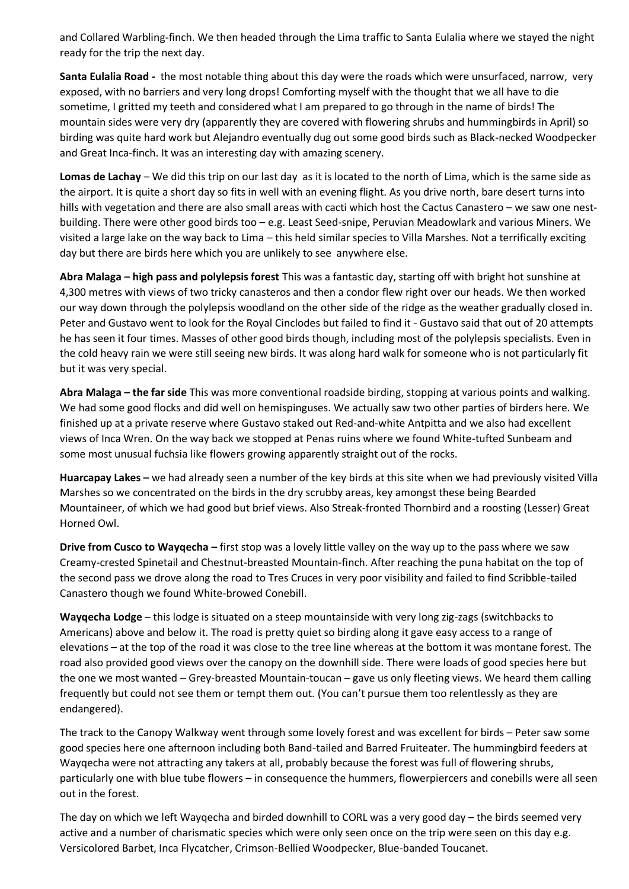and Collared Warbling-finch. We then headed through the Lima traffic to Santa Eulalia where we stayed the night ready for the trip the next day.

**Santa Eulalia Road -** the most notable thing about this day were the roads which were unsurfaced, narrow, very exposed, with no barriers and very long drops! Comforting myself with the thought that we all have to die sometime, I gritted my teeth and considered what I am prepared to go through in the name of birds! The mountain sides were very dry (apparently they are covered with flowering shrubs and hummingbirds in April) so birding was quite hard work but Alejandro eventually dug out some good birds such as Black-necked Woodpecker and Great Inca-finch. It was an interesting day with amazing scenery.

**Lomas de Lachay** – We did this trip on our last day as it is located to the north of Lima, which is the same side as the airport. It is quite a short day so fits in well with an evening flight. As you drive north, bare desert turns into hills with vegetation and there are also small areas with cacti which host the Cactus Canastero – we saw one nest-building. There were other good birds too – e.g. Least Seed-snipe, Peruvian Meadowlark and various Miners. We visited a large lake on the way back to Lima – this held similar species to Villa Marshes. Not a terrifically exciting day but there are birds here which you are unlikely to see anywhere else.

**Abra Malaga – high pass and polylepsis forest** This was a fantastic day, starting off with bright hot sunshine at 4,300 metres with views of two tricky canasteros and then a condor flew right over our heads. We then worked our way down through the polylepsis woodland on the other side of the ridge as the weather gradually closed in. Peter and Gustavo went to look for the Royal Cinclodes but failed to find it - Gustavo said that out of 20 attempts he has seen it four times. Masses of other good birds though, including most of the polylepsis specialists. Even in the cold heavy rain we were still seeing new birds. It was along hard walk for someone who is not particularly fit but it was very special.

**Abra Malaga – the far side** This was more conventional roadside birding, stopping at various points and walking. We had some good flocks and did well on hemispinguses. We actually saw two other parties of birders here. We finished up at a private reserve where Gustavo staked out Red-and-white Antpitta and we also had excellent views of Inca Wren. On the way back we stopped at Penas ruins where we found White-tufted Sunbeam and some most unusual fuchsia like flowers growing apparently straight out of the rocks.

**Huarcapay Lakes –** we had already seen a number of the key birds at this site when we had previously visited Villa Marshes so we concentrated on the birds in the dry scrubby areas, key amongst these being Bearded Mountaineer, of which we had good but brief views. Also Streak-fronted Thornbird and a roosting (Lesser) Great Horned Owl.

**Drive from Cusco to Wayqecha –** first stop was a lovely little valley on the way up to the pass where we saw Creamy-crested Spinetail and Chestnut-breasted Mountain-finch. After reaching the puna habitat on the top of the second pass we drove along the road to Tres Cruces in very poor visibility and failed to find Scribble-tailed Canastero though we found White-browed Conebill.

**Wayqecha Lodge** – this lodge is situated on a steep mountainside with very long zig-zags (switchbacks to Americans) above and below it. The road is pretty quiet so birding along it gave easy access to a range of elevations – at the top of the road it was close to the tree line whereas at the bottom it was montane forest. The road also provided good views over the canopy on the downhill side. There were loads of good species here but the one we most wanted – Grey-breasted Mountain-toucan – gave us only fleeting views. We heard them calling frequently but could not see them or tempt them out. (You can't pursue them too relentlessly as they are endangered).

The track to the Canopy Walkway went through some lovely forest and was excellent for birds – Peter saw some good species here one afternoon including both Band-tailed and Barred Fruiteater. The hummingbird feeders at Wayqecha were not attracting any takers at all, probably because the forest was full of flowering shrubs, particularly one with blue tube flowers – in consequence the hummers, flowerpiercers and conebills were all seen out in the forest.

The day on which we left Wayqecha and birded downhill to CORL was a very good day – the birds seemed very active and a number of charismatic species which were only seen once on the trip were seen on this day e.g. Versicolored Barbet, Inca Flycatcher, Crimson-Bellied Woodpecker, Blue-banded Toucanet.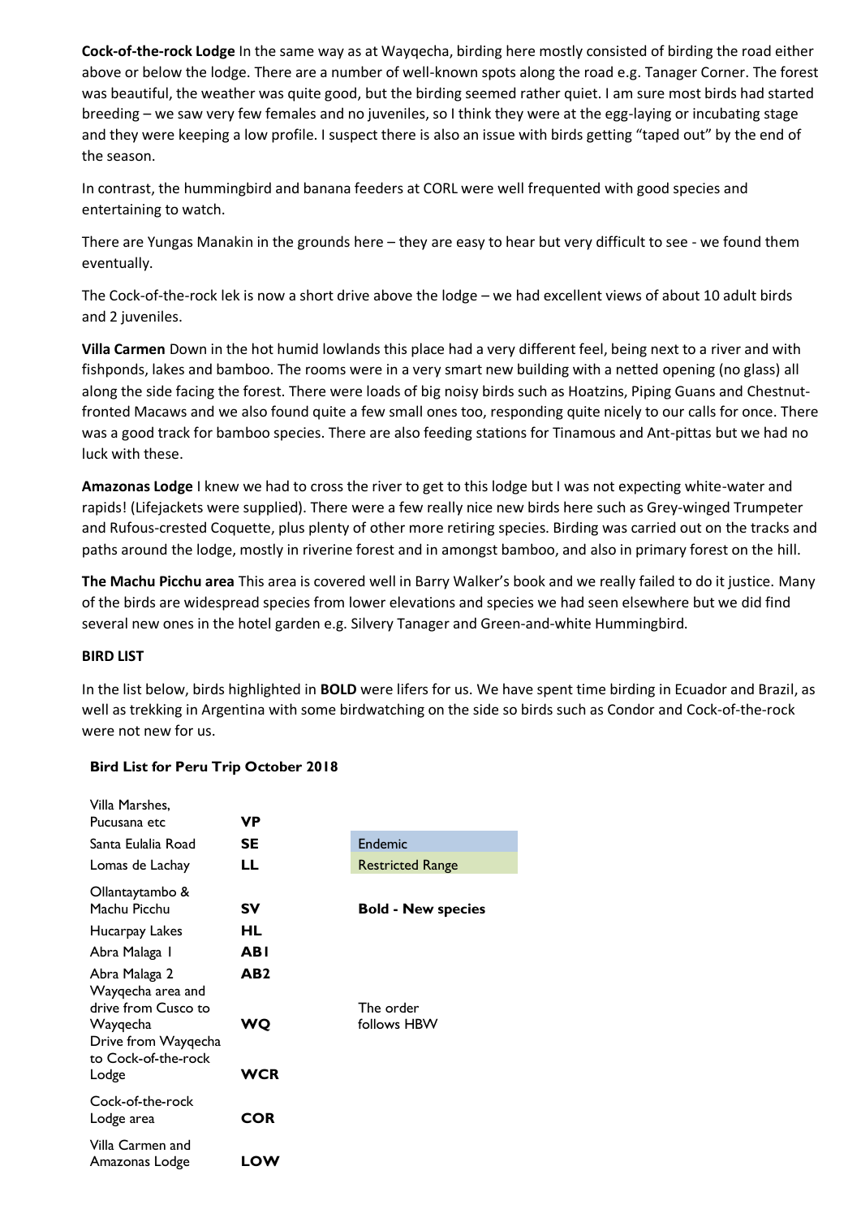**Cock-of-the-rock Lodge** In the same way as at Wayqecha, birding here mostly consisted of birding the road either above or below the lodge. There are a number of well-known spots along the road e.g. Tanager Corner. The forest was beautiful, the weather was quite good, but the birding seemed rather quiet. I am sure most birds had started breeding – we saw very few females and no juveniles, so I think they were at the egg-laying or incubating stage and they were keeping a low profile. I suspect there is also an issue with birds getting "taped out" by the end of the season.

In contrast, the hummingbird and banana feeders at CORL were well frequented with good species and entertaining to watch.

There are Yungas Manakin in the grounds here – they are easy to hear but very difficult to see - we found them eventually.

The Cock-of-the-rock lek is now a short drive above the lodge – we had excellent views of about 10 adult birds and 2 juveniles.

**Villa Carmen** Down in the hot humid lowlands this place had a very different feel, being next to a river and with fishponds, lakes and bamboo. The rooms were in a very smart new building with a netted opening (no glass) all along the side facing the forest. There were loads of big noisy birds such as Hoatzins, Piping Guans and Chestnut-fronted Macaws and we also found quite a few small ones too, responding quite nicely to our calls for once. There was a good track for bamboo species. There are also feeding stations for Tinamous and Ant-pittas but we had no luck with these.

**Amazonas Lodge** I knew we had to cross the river to get to this lodge but I was not expecting white-water and rapids! (Lifejackets were supplied). There were a few really nice new birds here such as Grey-winged Trumpeter and Rufous-crested Coquette, plus plenty of other more retiring species. Birding was carried out on the tracks and paths around the lodge, mostly in riverine forest and in amongst bamboo, and also in primary forest on the hill.

**The Machu Picchu area** This area is covered well in Barry Walker's book and we really failed to do it justice. Many of the birds are widespread species from lower elevations and species we had seen elsewhere but we did find several new ones in the hotel garden e.g. Silvery Tanager and Green-and-white Hummingbird.

**BIRD LIST**

In the list below, birds highlighted in **BOLD** were lifers for us. We have spent time birding in Ecuador and Brazil, as well as trekking in Argentina with some birdwatching on the side so birds such as Condor and Cock-of-the-rock were not new for us.

**Bird List for Peru Trip October 2018**

| Location | Code | Key |
|---|---|---|
| Villa Marshes, Pucusana etc | **VP** | |
| Santa Eulalia Road | **SE** | Endemic |
| Lomas de Lachay | **LL** | Restricted Range |
| Ollantaytambo & Machu Picchu | **SV** | **Bold - New species** |
| Hucarpay Lakes | **HL** | |
| Abra Malaga 1 | **AB1** | |
| Abra Malaga 2 | **AB2** | |
| Wayqecha area and drive from Cusco to Wayqecha | **WQ** | The order follows HBW |
| Drive from Wayqecha to Cock-of-the-rock Lodge | **WCR** | |
| Cock-of-the-rock Lodge area | **COR** | |
| Villa Carmen and Amazonas Lodge | **LOW** | |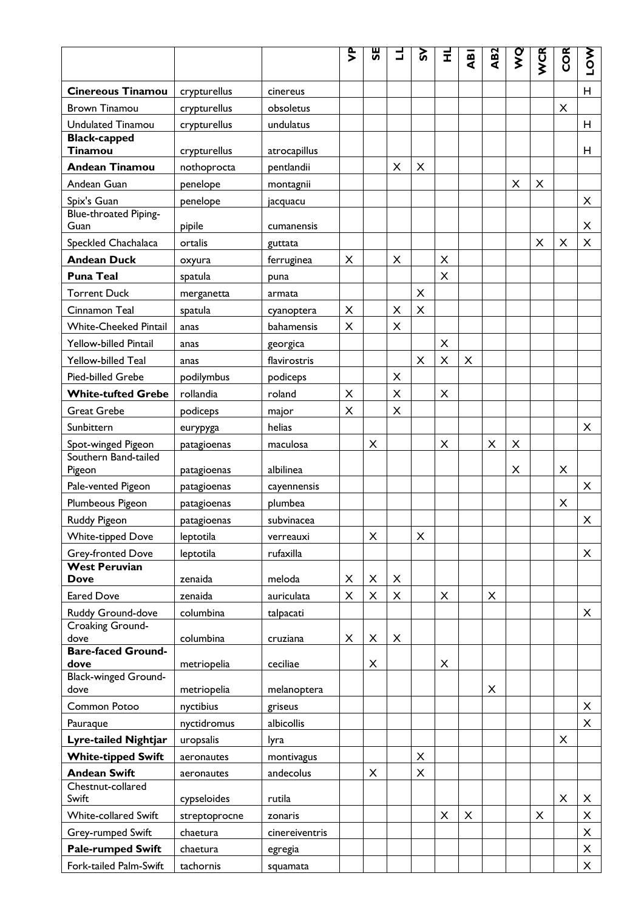| | | | VP | SE | LL | SV | HL | ABI | AB2 | WQ | WCR | COR | LOW |
|---|---|---|---|---|---|---|---|---|---|---|---|---|---|
| **Cinereous Tinamou** | crypturellus | cinereus | | | | | | | | | | | H |
| Brown Tinamou | crypturellus | obsoletus | | | | | | | | | | X | |
| Undulated Tinamou | crypturellus | undulatus | | | | | | | | | | | H |
| **Black-capped Tinamou** | crypturellus | atrocapillus | | | | | | | | | | | H |
| **Andean Tinamou** | nothoprocta | pentlandii | | | X | X | | | | | | | |
| Andean Guan | penelope | montagnii | | | | | | | | X | X | | |
| Spix's Guan | penelope | jacquacu | | | | | | | | | | | X |
| Blue-throated Piping-Guan | pipile | cumanensis | | | | | | | | | | | X |
| Speckled Chachalaca | ortalis | guttata | | | | | | | | | X | X | X |
| **Andean Duck** | oxyura | ferruginea | X | | X | | X | | | | | | |
| **Puna Teal** | spatula | puna | | | | | X | | | | | | |
| Torrent Duck | merganetta | armata | | | | X | | | | | | | |
| Cinnamon Teal | spatula | cyanoptera | X | | X | X | | | | | | | |
| White-Cheeked Pintail | anas | bahamensis | X | | X | | | | | | | | |
| Yellow-billed Pintail | anas | georgica | | | | | X | | | | | | |
| Yellow-billed Teal | anas | flavirostris | | | | X | X | X | | | | | |
| Pied-billed Grebe | podilymbus | podiceps | | | X | | | | | | | | |
| **White-tufted Grebe** | rollandia | roland | X | | X | | X | | | | | | |
| Great Grebe | podiceps | major | X | | X | | | | | | | | |
| Sunbittern | eurypyga | helias | | | | | | | | | | | X |
| Spot-winged Pigeon | patagioenas | maculosa | | X | | | X | | X | X | | | |
| Southern Band-tailed Pigeon | patagioenas | albilinea | | | | | | | | X | | X | |
| Pale-vented Pigeon | patagioenas | cayennensis | | | | | | | | | | | X |
| Plumbeous Pigeon | patagioenas | plumbea | | | | | | | | | | X | |
| Ruddy Pigeon | patagioenas | subvinacea | | | | | | | | | | | X |
| White-tipped Dove | leptotila | verreauxi | | X | | X | | | | | | | |
| Grey-fronted Dove | leptotila | rufaxilla | | | | | | | | | | | X |
| **West Peruvian Dove** | zenaida | meloda | X | X | X | | | | | | | | |
| Eared Dove | zenaida | auriculata | X | X | X | | X | | X | | | | |
| Ruddy Ground-dove | columbina | talpacati | | | | | | | | | | | X |
| Croaking Ground-dove | columbina | cruziana | X | X | X | | | | | | | | |
| **Bare-faced Ground-dove** | metriopelia | ceciliae | | X | | | X | | | | | | |
| Black-winged Ground-dove | metriopelia | melanoptera | | | | | | | X | | | | |
| Common Potoo | nyctibius | griseus | | | | | | | | | | | X |
| Pauraque | nyctidromus | albicollis | | | | | | | | | | | X |
| **Lyre-tailed Nightjar** | uropsalis | lyra | | | | | | | | | | X | |
| **White-tipped Swift** | aeronautes | montivagus | | | | X | | | | | | | |
| **Andean Swift** | aeronautes | andecolus | | X | | X | | | | | | | |
| Chestnut-collared Swift | cypseloides | rutila | | | | | | | | | | X | X |
| White-collared Swift | streptoprocne | zonaris | | | | | X | X | | | X | | X |
| Grey-rumped Swift | chaetura | cinereiventris | | | | | | | | | | | X |
| **Pale-rumped Swift** | chaetura | egregia | | | | | | | | | | | X |
| Fork-tailed Palm-Swift | tachornis | squamata | | | | | | | | | | | X |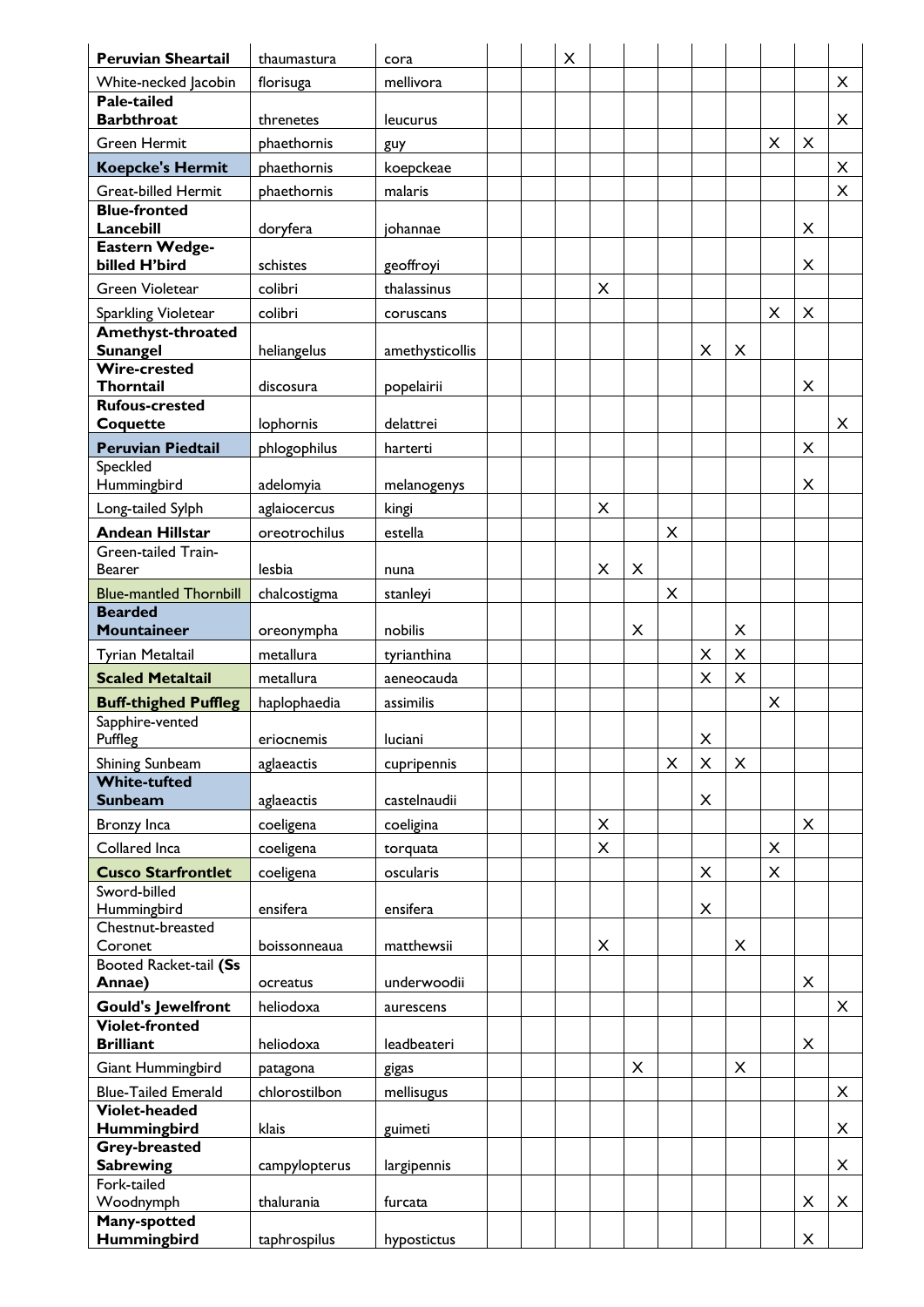| | | | | | | | | | | | | | |
|---|---|---|---|---|---|---|---|---|---|---|---|---|---|
| **Peruvian Sheartail** | thaumastura | cora | | | X | | | | | | | | |
| White-necked Jacobin | florisuga | mellivora | | | | | | | | | | | X |
| **Pale-tailed Barbthroat** | threnetes | leucurus | | | | | | | | | | | X |
| Green Hermit | phaethornis | guy | | | | | | | | | X | X | |
| **Koepcke's Hermit** | phaethornis | koepckeae | | | | | | | | | | | X |
| Great-billed Hermit | phaethornis | malaris | | | | | | | | | | | X |
| **Blue-fronted Lancebill** | doryfera | johannae | | | | | | | | | | X | |
| **Eastern Wedge-billed H'bird** | schistes | geoffroyi | | | | | | | | | | X | |
| Green Violetear | colibri | thalassinus | | | | X | | | | | | | |
| Sparkling Violetear | colibri | coruscans | | | | | | | | | X | X | |
| **Amethyst-throated Sunangel** | heliangelus | amethysticollis | | | | | | | X | X | | | |
| **Wire-crested Thorntail** | discosura | popelairii | | | | | | | | | | X | |
| **Rufous-crested Coquette** | lophornis | delattrei | | | | | | | | | | | X |
| **Peruvian Piedtail** | phlogophilus | harterti | | | | | | | | | | X | |
| Speckled Hummingbird | adelomyia | melanogenys | | | | | | | | | | X | |
| Long-tailed Sylph | aglaiocercus | kingi | | | | X | | | | | | | |
| **Andean Hillstar** | oreotrochilus | estella | | | | | | X | | | | | |
| Green-tailed Train-Bearer | lesbia | nuna | | | | X | X | | | | | | |
| Blue-mantled Thornbill | chalcostigma | stanleyi | | | | | | X | | | | | |
| **Bearded Mountaineer** | oreonympha | nobilis | | | | | X | | | X | | | |
| Tyrian Metaltail | metallura | tyrianthina | | | | | | | X | X | | | |
| **Scaled Metaltail** | metallura | aeneocauda | | | | | | | X | X | | | |
| **Buff-thighed Puffleg** | haplophaedia | assimilis | | | | | | | | | X | | |
| Sapphire-vented Puffleg | eriocnemis | luciani | | | | | | | X | | | | |
| Shining Sunbeam | aglaeactis | cupripennis | | | | | | X | X | X | | | |
| **White-tufted Sunbeam** | aglaeactis | castelnaudii | | | | | | | X | | | | |
| Bronzy Inca | coeligena | coeligina | | | | X | | | | | | X | |
| Collared Inca | coeligena | torquata | | | | X | | | | | X | | |
| **Cusco Starfrontlet** | coeligena | oscularis | | | | | | | X | | X | | |
| Sword-billed Hummingbird | ensifera | ensifera | | | | | | | X | | | | |
| Chestnut-breasted Coronet | boissonneaua | matthewsii | | | | X | | | | X | | | |
| Booted Racket-tail **(Ss Annae)** | ocreatus | underwoodii | | | | | | | | | | X | |
| **Gould's Jewelfront** | heliodoxa | aurescens | | | | | | | | | | | X |
| **Violet-fronted Brilliant** | heliodoxa | leadbeateri | | | | | | | | | | X | |
| Giant Hummingbird | patagona | gigas | | | | | X | | | X | | | |
| Blue-Tailed Emerald | chlorostilbon | mellisugus | | | | | | | | | | | X |
| **Violet-headed Hummingbird** | klais | guimeti | | | | | | | | | | | X |
| **Grey-breasted Sabrewing** | campylopterus | largipennis | | | | | | | | | | | X |
| Fork-tailed Woodnymph | thalurania | furcata | | | | | | | | | | X | X |
| **Many-spotted Hummingbird** | taphrospilus | hypostictus | | | | | | | | | | X | |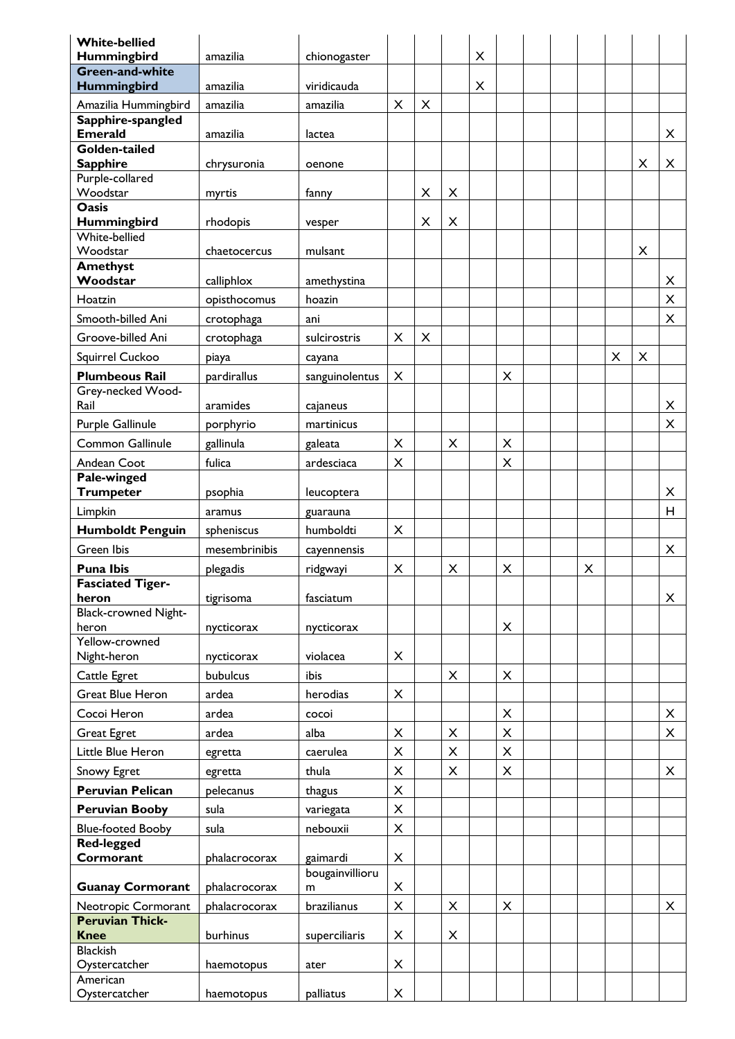| | | | | | | | | | | | | | |
|---|---|---|---|---|---|---|---|---|---|---|---|---|---|
| **White-bellied Hummingbird** | amazilia | chionogaster | | | | X | | | | | | | |
| **Green-and-white Hummingbird** | amazilia | viridicauda | | | | X | | | | | | | |
| Amazilia Hummingbird | amazilia | amazilia | X | X | | | | | | | | | |
| **Sapphire-spangled Emerald** | amazilia | lactea | | | | | | | | | | | X |
| **Golden-tailed Sapphire** | chrysuronia | oenone | | | | | | | | | | X | X |
| Purple-collared Woodstar | myrtis | fanny | | X | X | | | | | | | | |
| **Oasis Hummingbird** | rhodopis | vesper | | X | X | | | | | | | | |
| White-bellied Woodstar | chaetocercus | mulsant | | | | | | | | | | X | |
| **Amethyst Woodstar** | calliphlox | amethystina | | | | | | | | | | | X |
| Hoatzin | opisthocomus | hoazin | | | | | | | | | | | X |
| Smooth-billed Ani | crotophaga | ani | | | | | | | | | | | X |
| Groove-billed Ani | crotophaga | sulcirostris | X | X | | | | | | | | | |
| Squirrel Cuckoo | piaya | cayana | | | | | | | | | X | X | |
| **Plumbeous Rail** | pardirallus | sanguinolentus | X | | | | X | | | | | | |
| Grey-necked Wood-Rail | aramides | cajaneus | | | | | | | | | | | X |
| Purple Gallinule | porphyrio | martinicus | | | | | | | | | | | X |
| Common Gallinule | gallinula | galeata | X | | X | | X | | | | | | |
| Andean Coot | fulica | ardesciaca | X | | | | X | | | | | | |
| **Pale-winged Trumpeter** | psophia | leucoptera | | | | | | | | | | | X |
| Limpkin | aramus | guarauna | | | | | | | | | | | H |
| **Humboldt Penguin** | spheniscus | humboldti | X | | | | | | | | | | |
| Green Ibis | mesembrinibis | cayennensis | | | | | | | | | | | X |
| **Puna Ibis** | plegadis | ridgwayi | X | | X | | X | | | X | | | |
| **Fasciated Tiger-heron** | tigrisoma | fasciatum | | | | | | | | | | | X |
| Black-crowned Night-heron | nycticorax | nycticorax | | | | | X | | | | | | |
| Yellow-crowned Night-heron | nycticorax | violacea | X | | | | | | | | | | |
| Cattle Egret | bubulcus | ibis | | | X | | X | | | | | | |
| Great Blue Heron | ardea | herodias | X | | | | | | | | | | |
| Cocoi Heron | ardea | cocoi | | | | | X | | | | | | X |
| Great Egret | ardea | alba | X | | X | | X | | | | | | X |
| Little Blue Heron | egretta | caerulea | X | | X | | X | | | | | | |
| Snowy Egret | egretta | thula | X | | X | | X | | | | | | X |
| **Peruvian Pelican** | pelecanus | thagus | X | | | | | | | | | | |
| **Peruvian Booby** | sula | variegata | X | | | | | | | | | | |
| Blue-footed Booby | sula | nebouxii | X | | | | | | | | | | |
| **Red-legged Cormorant** | phalacrocorax | gaimardi | X | | | | | | | | | | |
| **Guanay Cormorant** | phalacrocorax | bougainvillioru m | X | | | | | | | | | | |
| Neotropic Cormorant | phalacrocorax | brazilianus | X | | X | | X | | | | | | X |
| **Peruvian Thick-Knee** | burhinus | superciliaris | X | | X | | | | | | | | |
| Blackish Oystercatcher | haemotopus | ater | X | | | | | | | | | | |
| American Oystercatcher | haemotopus | palliatus | X | | | | | | | | | | |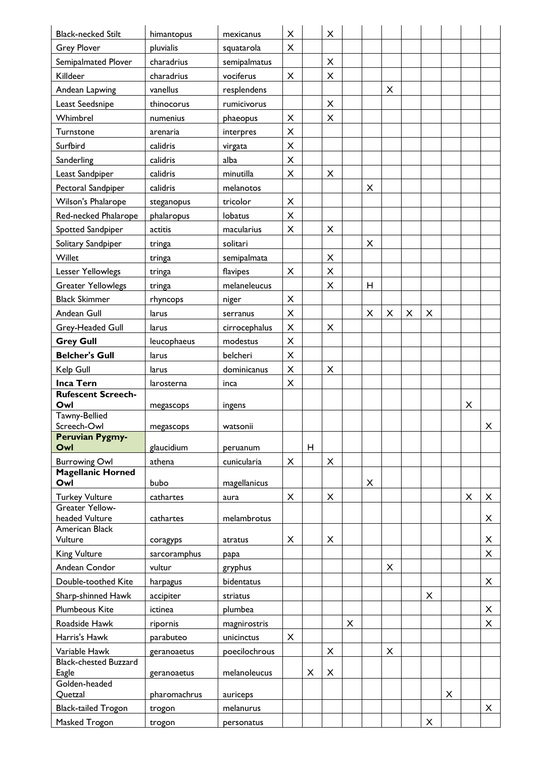| | | | | | | | | | | | | | |
|---|---|---|---|---|---|---|---|---|---|---|---|---|---|
| Black-necked Stilt | himantopus | mexicanus | X | | X | | | | | | | | |
| Grey Plover | pluvialis | squatarola | X | | | | | | | | | | |
| Semipalmated Plover | charadrius | semipalmatus | | | X | | | | | | | | |
| Killdeer | charadrius | vociferus | X | | X | | | | | | | | |
| Andean Lapwing | vanellus | resplendens | | | | | | X | | | | | |
| Least Seedsnipe | thinocorus | rumicivorus | | | X | | | | | | | | |
| Whimbrel | numenius | phaeopus | X | | X | | | | | | | | |
| Turnstone | arenaria | interpres | X | | | | | | | | | | |
| Surfbird | calidris | virgata | X | | | | | | | | | | |
| Sanderling | calidris | alba | X | | | | | | | | | | |
| Least Sandpiper | calidris | minutilla | X | | X | | | | | | | | |
| Pectoral Sandpiper | calidris | melanotos | | | | | X | | | | | | |
| Wilson's Phalarope | steganopus | tricolor | X | | | | | | | | | | |
| Red-necked Phalarope | phalaropus | lobatus | X | | | | | | | | | | |
| Spotted Sandpiper | actitis | macularius | X | | X | | | | | | | | |
| Solitary Sandpiper | tringa | solitari | | | | | X | | | | | | |
| Willet | tringa | semipalmata | | | X | | | | | | | | |
| Lesser Yellowlegs | tringa | flavipes | X | | X | | | | | | | | |
| Greater Yellowlegs | tringa | melaneleucus | | | X | | H | | | | | | |
| Black Skimmer | rhyncops | niger | X | | | | | | | | | | |
| Andean Gull | larus | serranus | X | | | | X | X | X | X | | | |
| Grey-Headed Gull | larus | cirrocephalus | X | | X | | | | | | | | |
| **Grey Gull** | leucophaeus | modestus | X | | | | | | | | | | |
| **Belcher's Gull** | larus | belcheri | X | | | | | | | | | | |
| Kelp Gull | larus | dominicanus | X | | X | | | | | | | | |
| **Inca Tern** | larosterna | inca | X | | | | | | | | | | |
| **Rufescent Screech-Owl** | megascops | ingens | | | | | | | | | | X | |
| Tawny-Bellied Screech-Owl | megascops | watsonii | | | | | | | | | | | X |
| **Peruvian Pygmy-Owl** | glaucidium | peruanum | | H | | | | | | | | | |
| Burrowing Owl | athena | cunicularia | X | | X | | | | | | | | |
| **Magellanic Horned Owl** | bubo | magellanicus | | | | | X | | | | | | |
| Turkey Vulture | cathartes | aura | X | | X | | | | | | | X | X |
| Greater Yellow-headed Vulture | cathartes | melambrotus | | | | | | | | | | | X |
| American Black Vulture | coragyps | atratus | X | | X | | | | | | | | X |
| King Vulture | sarcoramphus | papa | | | | | | | | | | | X |
| Andean Condor | vultur | gryphus | | | | | | X | | | | | |
| Double-toothed Kite | harpagus | bidentatus | | | | | | | | | | | X |
| Sharp-shinned Hawk | accipiter | striatus | | | | | | | | X | | | |
| Plumbeous Kite | ictinea | plumbea | | | | | | | | | | | X |
| Roadside Hawk | ripornis | magnirostris | | | | X | | | | | | | X |
| Harris's Hawk | parabuteo | unicinctus | X | | | | | | | | | | |
| Variable Hawk | geranoaetus | poecilochrous | | | X | | | X | | | | | |
| Black-chested Buzzard Eagle | geranoaetus | melanoleucus | | X | X | | | | | | | | |
| Golden-headed Quetzal | pharomachrus | auriceps | | | | | | | | | X | | |
| Black-tailed Trogon | trogon | melanurus | | | | | | | | | | | X |
| Masked Trogon | trogon | personatus | | | | | | | | X | | | |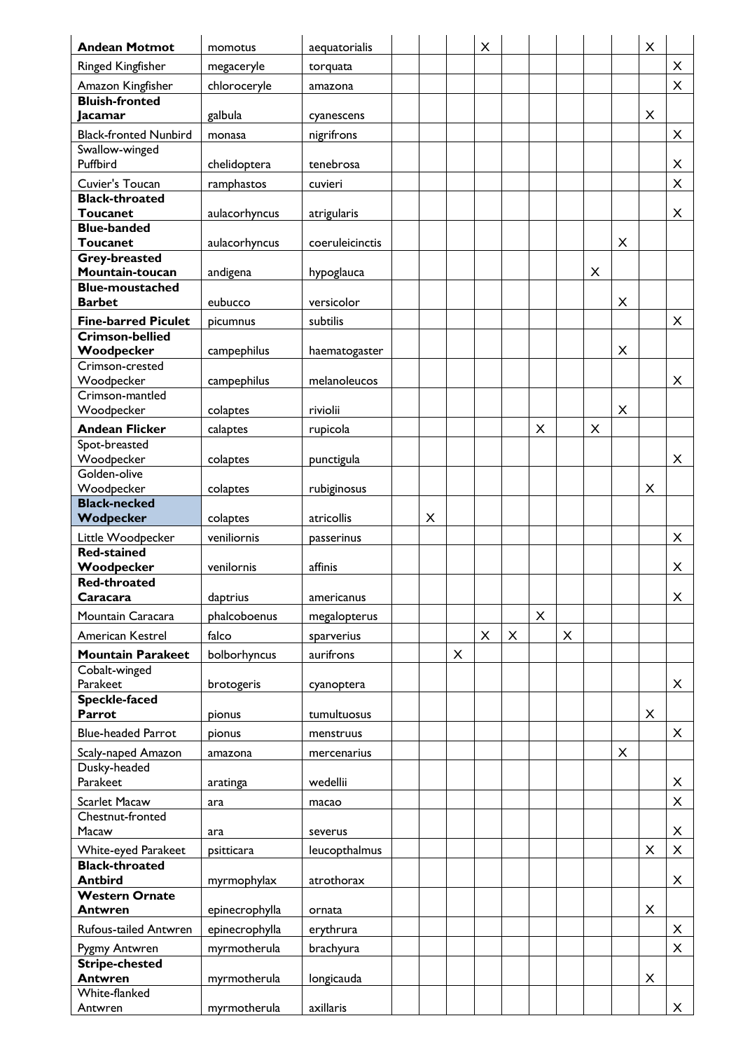| | | | | | | | | | | | | | |
|---|---|---|---|---|---|---|---|---|---|---|---|---|---|
| **Andean Motmot** | momotus | aequatorialis | | | | X | | | | | | X | |
| Ringed Kingfisher | megaceryle | torquata | | | | | | | | | | | X |
| Amazon Kingfisher | chloroceryle | amazona | | | | | | | | | | | X |
| **Bluish-fronted Jacamar** | galbula | cyanescens | | | | | | | | | | X | |
| Black-fronted Nunbird | monasa | nigrifrons | | | | | | | | | | | X |
| Swallow-winged Puffbird | chelidoptera | tenebrosa | | | | | | | | | | | X |
| Cuvier's Toucan | ramphastos | cuvieri | | | | | | | | | | | X |
| **Black-throated Toucanet** | aulacorhyncus | atrigularis | | | | | | | | | | | X |
| **Blue-banded Toucanet** | aulacorhyncus | coeruleicinctis | | | | | | | | | X | | |
| **Grey-breasted Mountain-toucan** | andigena | hypoglauca | | | | | | | | X | | | |
| **Blue-moustached Barbet** | eubucco | versicolor | | | | | | | | | X | | |
| **Fine-barred Piculet** | picumnus | subtilis | | | | | | | | | | | X |
| **Crimson-bellied Woodpecker** | campephilus | haematogaster | | | | | | | | | X | | |
| Crimson-crested Woodpecker | campephilus | melanoleucos | | | | | | | | | | | X |
| Crimson-mantled Woodpecker | colaptes | riviolii | | | | | | | | | X | | |
| **Andean Flicker** | calaptes | rupicola | | | | | | X | | X | | | |
| Spot-breasted Woodpecker | colaptes | punctigula | | | | | | | | | | | X |
| Golden-olive Woodpecker | colaptes | rubiginosus | | | | | | | | | | X | |
| **Black-necked Wodpecker** | colaptes | atricollis | | X | | | | | | | | | |
| Little Woodpecker | veniliornis | passerinus | | | | | | | | | | | X |
| **Red-stained Woodpecker** | venilornis | affinis | | | | | | | | | | | X |
| **Red-throated Caracara** | daptrius | americanus | | | | | | | | | | | X |
| Mountain Caracara | phalcoboenus | megalopterus | | | | | | X | | | | | |
| American Kestrel | falco | sparverius | | | | X | X | | X | | | | |
| **Mountain Parakeet** | bolborhyncus | aurifrons | | | X | | | | | | | | |
| Cobalt-winged Parakeet | brotogeris | cyanoptera | | | | | | | | | | | X |
| **Speckle-faced Parrot** | pionus | tumultuosus | | | | | | | | | | X | |
| Blue-headed Parrot | pionus | menstruus | | | | | | | | | | | X |
| Scaly-naped Amazon | amazona | mercenarius | | | | | | | | | X | | |
| Dusky-headed Parakeet | aratinga | wedellii | | | | | | | | | | | X |
| Scarlet Macaw | ara | macao | | | | | | | | | | | X |
| Chestnut-fronted Macaw | ara | severus | | | | | | | | | | | X |
| White-eyed Parakeet | psitticara | leucopthalmus | | | | | | | | | | X | X |
| **Black-throated Antbird** | myrmophylax | atrothorax | | | | | | | | | | | X |
| **Western Ornate Antwren** | epinecrophylla | ornata | | | | | | | | | | X | |
| Rufous-tailed Antwren | epinecrophylla | erythrura | | | | | | | | | | | X |
| Pygmy Antwren | myrmotherula | brachyura | | | | | | | | | | | X |
| **Stripe-chested Antwren** | myrmotherula | longicauda | | | | | | | | | | X | |
| White-flanked Antwren | myrmotherula | axillaris | | | | | | | | | | | X |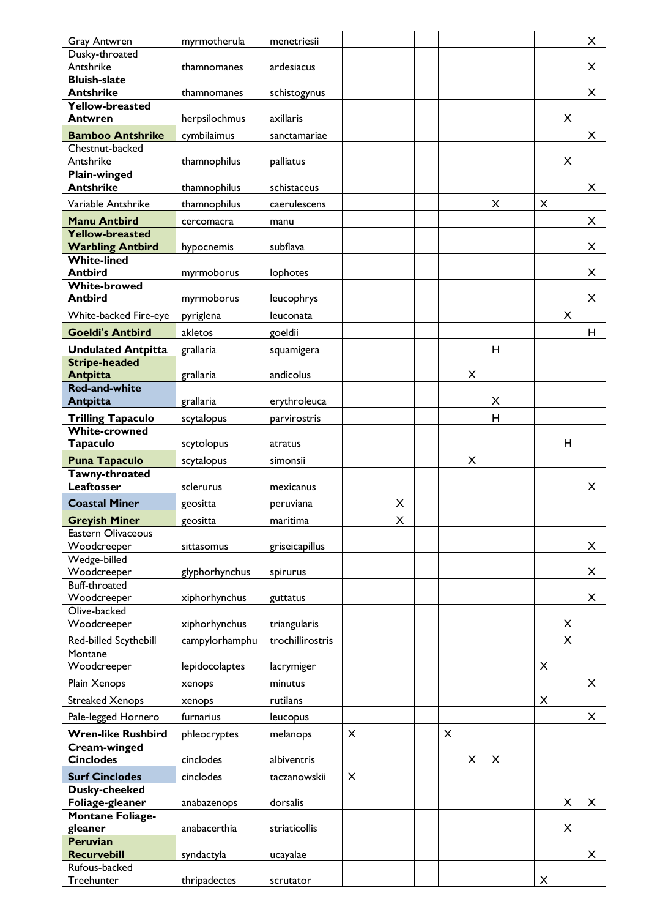| | | | | | | | | | | | | | |
|---|---|---|---|---|---|---|---|---|---|---|---|---|---|
| Gray Antwren | myrmotherula | menetriesii | | | | | | | | | | | X |
| Dusky-throated Antshrike | thamnomanes | ardesiacus | | | | | | | | | | | X |
| **Bluish-slate Antshrike** | thamnomanes | schistogynus | | | | | | | | | | | X |
| **Yellow-breasted Antwren** | herpsilochmus | axillaris | | | | | | | | | | X | |
| **Bamboo Antshrike** | cymbilaimus | sanctamariae | | | | | | | | | | | X |
| Chestnut-backed Antshrike | thamnophilus | palliatus | | | | | | | | | | X | |
| **Plain-winged Antshrike** | thamnophilus | schistaceus | | | | | | | | | | | X |
| Variable Antshrike | thamnophilus | caerulescens | | | | | | | X | | X | | |
| **Manu Antbird** | cercomacra | manu | | | | | | | | | | | X |
| **Yellow-breasted Warbling Antbird** | hypocnemis | subflava | | | | | | | | | | | X |
| **White-lined Antbird** | myrmoborus | lophotes | | | | | | | | | | | X |
| **White-browed Antbird** | myrmoborus | leucophrys | | | | | | | | | | | X |
| White-backed Fire-eye | pyriglena | leuconata | | | | | | | | | | X | |
| **Goeldi's Antbird** | akletos | goeldii | | | | | | | | | | | H |
| **Undulated Antpitta** | grallaria | squamigera | | | | | | | H | | | | |
| **Stripe-headed Antpitta** | grallaria | andicolus | | | | | | X | | | | | |
| **Red-and-white Antpitta** | grallaria | erythroleuca | | | | | | | X | | | | |
| **Trilling Tapaculo** | scytalopus | parvirostris | | | | | | | H | | | | |
| **White-crowned Tapaculo** | scytolopus | atratus | | | | | | | | | | H | |
| **Puna Tapaculo** | scytalopus | simonsii | | | | | | X | | | | | |
| **Tawny-throated Leaftosser** | sclerurus | mexicanus | | | | | | | | | | | X |
| **Coastal Miner** | geositta | peruviana | | | X | | | | | | | | |
| **Greyish Miner** | geositta | maritima | | | X | | | | | | | | |
| Eastern Olivaceous Woodcreeper | sittasomus | griseicapillus | | | | | | | | | | | X |
| Wedge-billed Woodcreeper | glyphorhynchus | spirurus | | | | | | | | | | | X |
| Buff-throated Woodcreeper | xiphorhynchus | guttatus | | | | | | | | | | | X |
| Olive-backed Woodcreeper | xiphorhynchus | triangularis | | | | | | | | | | X | |
| Red-billed Scythebill | campylorhamphu | trochillirostris | | | | | | | | | | X | |
| Montane Woodcreeper | lepidocolaptes | lacrymiger | | | | | | | | | X | | |
| Plain Xenops | xenops | minutus | | | | | | | | | | | X |
| Streaked Xenops | xenops | rutilans | | | | | | | | | X | | |
| Pale-legged Hornero | furnarius | leucopus | | | | | | | | | | | X |
| **Wren-like Rushbird** | phleocryptes | melanops | X | | | | X | | | | | | |
| **Cream-winged Cinclodes** | cinclodes | albiventris | | | | | | X | X | | | | |
| **Surf Cinclodes** | cinclodes | taczanowskii | X | | | | | | | | | | |
| **Dusky-cheeked Foliage-gleaner** | anabazenops | dorsalis | | | | | | | | | | X | X |
| **Montane Foliage-gleaner** | anabacerthia | striaticollis | | | | | | | | | | X | |
| **Peruvian Recurvebill** | syndactyla | ucayalae | | | | | | | | | | | X |
| Rufous-backed Treehunter | thripadectes | scrutator | | | | | | | | | X | | |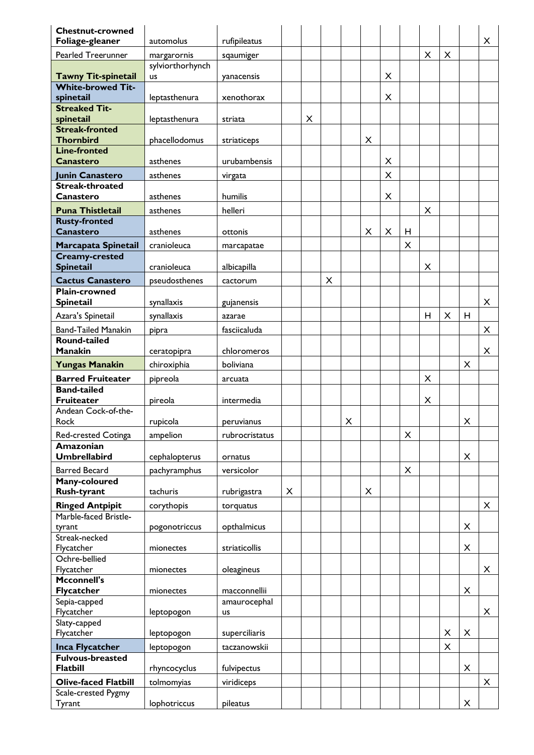| | | | | | | | | | | | | | |
|---|---|---|---|---|---|---|---|---|---|---|---|---|---|
| **Chestnut-crowned Foliage-gleaner** | automolus | rufipileatus | | | | | | | | | | | X |
| Pearled Treerunner | margarornis | sqaumiger | | | | | | | | X | X | | |
| **Tawny Tit-spinetail** | sylviorthorhynchus | yanacensis | | | | | | X | | | | | |
| **White-browed Tit-spinetail** | leptasthenura | xenothorax | | | | | | X | | | | | |
| **Streaked Tit-spinetail** | leptasthenura | striata | | X | | | | | | | | | |
| **Streak-fronted Thornbird** | phacellodomus | striaticeps | | | | | X | | | | | | |
| **Line-fronted Canastero** | asthenes | urubambensis | | | | | | X | | | | | |
| **Junin Canastero** | asthenes | virgata | | | | | | X | | | | | |
| **Streak-throated Canastero** | asthenes | humilis | | | | | | X | | | | | |
| **Puna Thistletail** | asthenes | helleri | | | | | | | | X | | | |
| **Rusty-fronted Canastero** | asthenes | ottonis | | | | | X | X | H | | | | |
| **Marcapata Spinetail** | cranioleuca | marcapatae | | | | | | | X | | | | |
| **Creamy-crested Spinetail** | cranioleuca | albicapilla | | | | | | | | X | | | |
| **Cactus Canastero** | pseudosthenes | cactorum | | | X | | | | | | | | |
| **Plain-crowned Spinetail** | synallaxis | gujanensis | | | | | | | | | | | X |
| Azara's Spinetail | synallaxis | azarae | | | | | | | | H | X | H | |
| Band-Tailed Manakin | pipra | fasciicaluda | | | | | | | | | | | X |
| **Round-tailed Manakin** | ceratopipra | chloromeros | | | | | | | | | | | X |
| **Yungas Manakin** | chiroxiphia | boliviana | | | | | | | | | | X | |
| **Barred Fruiteater** | pipreola | arcuata | | | | | | | | X | | | |
| **Band-tailed Fruiteater** | pireola | intermedia | | | | | | | | X | | | |
| Andean Cock-of-the-Rock | rupicola | peruvianus | | | | X | | | | | | X | |
| Red-crested Cotinga | ampelion | rubrocristatus | | | | | | | X | | | | |
| **Amazonian Umbrellabird** | cephalopterus | ornatus | | | | | | | | | | X | |
| Barred Becard | pachyramphus | versicolor | | | | | | | X | | | | |
| **Many-coloured Rush-tyrant** | tachuris | rubrigastra | X | | | | X | | | | | | |
| **Ringed Antpipit** | corythopis | torquatus | | | | | | | | | | | X |
| Marble-faced Bristle-tyrant | pogonotriccus | opthalmicus | | | | | | | | | | X | |
| Streak-necked Flycatcher | mionectes | striaticollis | | | | | | | | | | X | |
| Ochre-bellied Flycatcher | mionectes | oleagineus | | | | | | | | | | | X |
| **Mcconnell's Flycatcher** | mionectes | macconnellii | | | | | | | | | | X | |
| Sepia-capped Flycatcher | leptopogon | amaurocephalus | | | | | | | | | | | X |
| Slaty-capped Flycatcher | leptopogon | superciliaris | | | | | | | | | X | X | |
| **Inca Flycatcher** | leptopogon | taczanowskii | | | | | | | | | X | | |
| **Fulvous-breasted Flatbill** | rhyncocyclus | fulvipectus | | | | | | | | | | X | |
| **Olive-faced Flatbill** | tolmomyias | viridiceps | | | | | | | | | | | X |
| Scale-crested Pygmy Tyrant | lophotriccus | pileatus | | | | | | | | | | X | |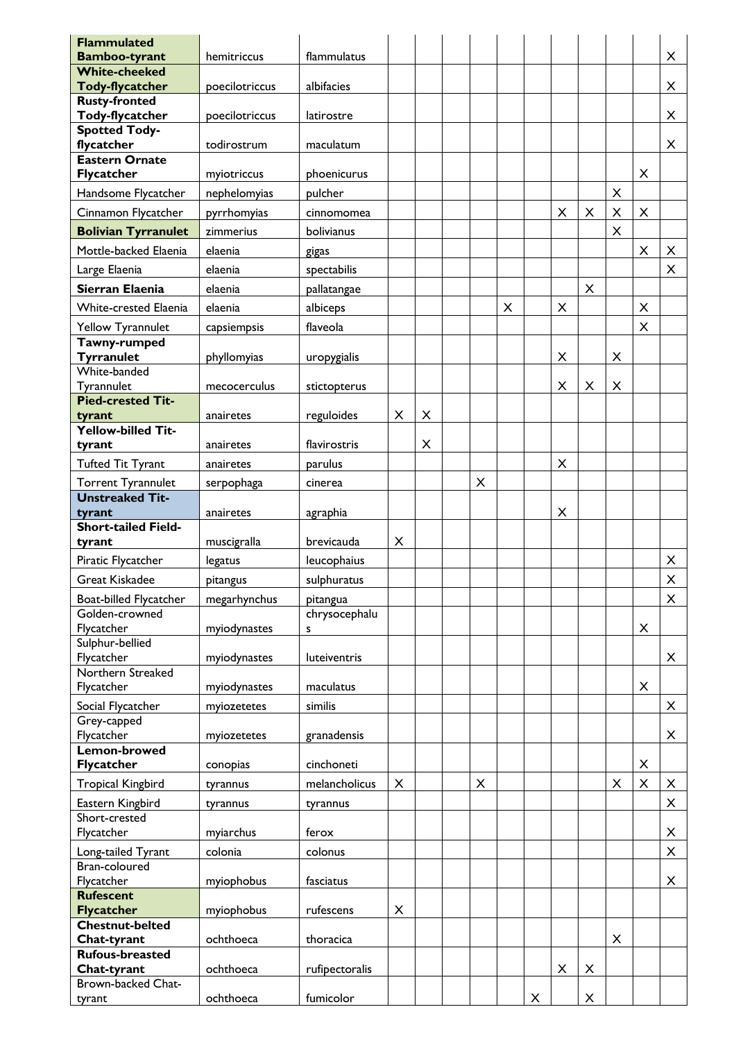| | | | | | | | | | | | | | |
|---|---|---|---|---|---|---|---|---|---|---|---|---|---|
| **Flammulated Bamboo-tyrant** | hemitriccus | flammulatus | | | | | | | | | | | X |
| **White-cheeked Tody-flycatcher** | poecilotriccus | albifacies | | | | | | | | | | | X |
| **Rusty-fronted Tody-flycatcher** | poecilotriccus | latirostre | | | | | | | | | | | X |
| **Spotted Tody-flycatcher** | todirostrum | maculatum | | | | | | | | | | | X |
| **Eastern Ornate Flycatcher** | myiotriccus | phoenicurus | | | | | | | | | | X | |
| Handsome Flycatcher | nephelomyias | pulcher | | | | | | | | | X | | |
| Cinnamon Flycatcher | pyrrhomyias | cinnomomea | | | | | | | X | X | X | X | |
| **Bolivian Tyrranulet** | zimmerius | bolivianus | | | | | | | | | X | | |
| Mottle-backed Elaenia | elaenia | gigas | | | | | | | | | | X | X |
| Large Elaenia | elaenia | spectabilis | | | | | | | | | | | X |
| **Sierran Elaenia** | elaenia | pallatangae | | | | | | | | X | | | |
| White-crested Elaenia | elaenia | albiceps | | | | | X | | X | | | X | |
| Yellow Tyrannulet | capsiempsis | flaveola | | | | | | | | | | X | |
| **Tawny-rumped Tyrranulet** | phyllomyias | uropygialis | | | | | | | X | | X | | |
| White-banded Tyrannulet | mecocerculus | stictopterus | | | | | | | X | X | X | | |
| **Pied-crested Tit-tyrant** | anairetes | reguloides | X | X | | | | | | | | | |
| **Yellow-billed Tit-tyrant** | anairetes | flavirostris | | X | | | | | | | | | |
| Tufted Tit Tyrant | anairetes | parulus | | | | | | | X | | | | |
| Torrent Tyrannulet | serpophaga | cinerea | | | | X | | | | | | | |
| **Unstreaked Tit-tyrant** | anairetes | agraphia | | | | | | | X | | | | |
| **Short-tailed Field-tyrant** | muscigralla | brevicauda | X | | | | | | | | | | |
| Piratic Flycatcher | legatus | leucophaius | | | | | | | | | | | X |
| Great Kiskadee | pitangus | sulphuratus | | | | | | | | | | | X |
| Boat-billed Flycatcher | megarhynchus | pitangua | | | | | | | | | | | X |
| Golden-crowned Flycatcher | myiodynastes | chrysocephalus | | | | | | | | | | X | |
| Sulphur-bellied Flycatcher | myiodynastes | luteiventris | | | | | | | | | | | X |
| Northern Streaked Flycatcher | myiodynastes | maculatus | | | | | | | | | | X | |
| Social Flycatcher | myiozetetes | similis | | | | | | | | | | | X |
| Grey-capped Flycatcher | myiozetetes | granadensis | | | | | | | | | | | X |
| **Lemon-browed Flycatcher** | conopias | cinchoneti | | | | | | | | | | X | |
| Tropical Kingbird | tyrannus | melancholicus | X | | | X | | | | | X | X | X |
| Eastern Kingbird | tyrannus | tyrannus | | | | | | | | | | | X |
| Short-crested Flycatcher | myiarchus | ferox | | | | | | | | | | | X |
| Long-tailed Tyrant | colonia | colonus | | | | | | | | | | | X |
| Bran-coloured Flycatcher | myiophobus | fasciatus | | | | | | | | | | | X |
| **Rufescent Flycatcher** | myiophobus | rufescens | X | | | | | | | | | | |
| **Chestnut-belted Chat-tyrant** | ochthoeca | thoracica | | | | | | | | | X | | |
| **Rufous-breasted Chat-tyrant** | ochthoeca | rufipectoralis | | | | | | | X | X | | | |
| Brown-backed Chat-tyrant | ochthoeca | fumicolor | | | | | | X | | X | | | |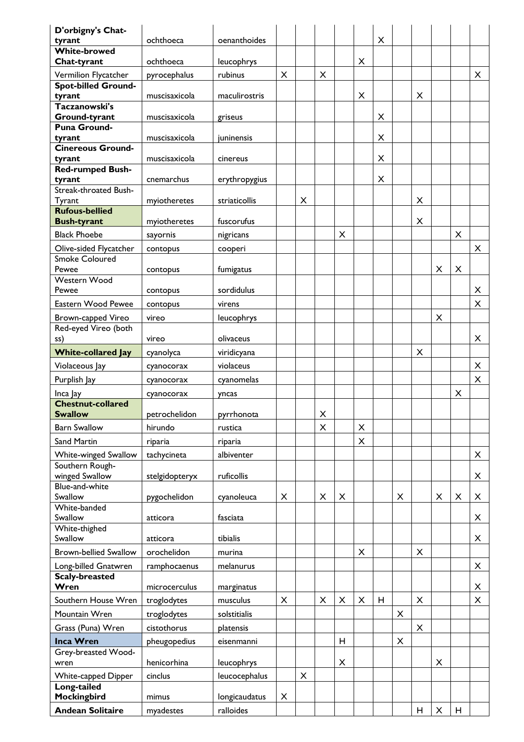| | | | | | | | | | | | | | |
|---|---|---|---|---|---|---|---|---|---|---|---|---|---|
| **D'orbigny's Chat-tyrant** | ochthoeca | oenanthoides | | | | | | X | | | | | |
| **White-browed Chat-tyrant** | ochthoeca | leucophrys | | | | | X | | | | | | |
| Vermilion Flycatcher | pyrocephalus | rubinus | X | | X | | | | | | | | X |
| **Spot-billed Ground-tyrant** | muscisaxicola | maculirostris | | | | | X | | | X | | | |
| **Taczanowski's Ground-tyrant** | muscisaxicola | griseus | | | | | | X | | | | | |
| **Puna Ground-tyrant** | muscisaxicola | juninensis | | | | | | X | | | | | |
| **Cinereous Ground-tyrant** | muscisaxicola | cinereus | | | | | | X | | | | | |
| **Red-rumped Bush-tyrant** | cnemarchus | erythropygius | | | | | | X | | | | | |
| Streak-throated Bush-Tyrant | myiotheretes | striaticollis | | X | | | | | | X | | | |
| **Rufous-bellied Bush-tyrant** | myiotheretes | fuscorufus | | | | | | | | X | | | |
| Black Phoebe | sayornis | nigricans | | | | X | | | | | | X | |
| Olive-sided Flycatcher | contopus | cooperi | | | | | | | | | | | X |
| Smoke Coloured Pewee | contopus | fumigatus | | | | | | | | | X | X | |
| Western Wood Pewee | contopus | sordidulus | | | | | | | | | | | X |
| Eastern Wood Pewee | contopus | virens | | | | | | | | | | | X |
| Brown-capped Vireo | vireo | leucophrys | | | | | | | | | X | | |
| Red-eyed Vireo (both ss) | vireo | olivaceus | | | | | | | | | | | X |
| **White-collared Jay** | cyanolyca | viridicyana | | | | | | | | X | | | |
| Violaceous Jay | cyanocorax | violaceus | | | | | | | | | | | X |
| Purplish Jay | cyanocorax | cyanomelas | | | | | | | | | | | X |
| Inca Jay | cyanocorax | yncas | | | | | | | | | | X | |
| **Chestnut-collared Swallow** | petrochelidon | pyrrhonota | | | X | | | | | | | | |
| Barn Swallow | hirundo | rustica | | | X | | X | | | | | | |
| Sand Martin | riparia | riparia | | | | | X | | | | | | |
| White-winged Swallow | tachycineta | albiventer | | | | | | | | | | | X |
| Southern Rough-winged Swallow | stelgidopteryx | ruficollis | | | | | | | | | | | X |
| Blue-and-white Swallow | pygochelidon | cyanoleuca | X | | X | X | | | X | | X | X | X |
| White-banded Swallow | atticora | fasciata | | | | | | | | | | | X |
| White-thighed Swallow | atticora | tibialis | | | | | | | | | | | X |
| Brown-bellied Swallow | orochelidon | murina | | | | | X | | | X | | | |
| Long-billed Gnatwren | ramphocaenus | melanurus | | | | | | | | | | | X |
| **Scaly-breasted Wren** | microcerculus | marginatus | | | | | | | | | | | X |
| Southern House Wren | troglodytes | musculus | X | | X | X | X | H | | X | | | X |
| Mountain Wren | troglodytes | solstitialis | | | | | | | X | | | | |
| Grass (Puna) Wren | cistothorus | platensis | | | | | | | | X | | | |
| **Inca Wren** | pheugopedius | eisenmanni | | | | H | | | X | | | | |
| Grey-breasted Wood-wren | henicorhina | leucophrys | | | | X | | | | | X | | |
| White-capped Dipper | cinclus | leucocephalus | | X | | | | | | | | | |
| **Long-tailed Mockingbird** | mimus | longicaudatus | X | | | | | | | | | | |
| **Andean Solitaire** | myadestes | ralloides | | | | | | | | H | X | H | |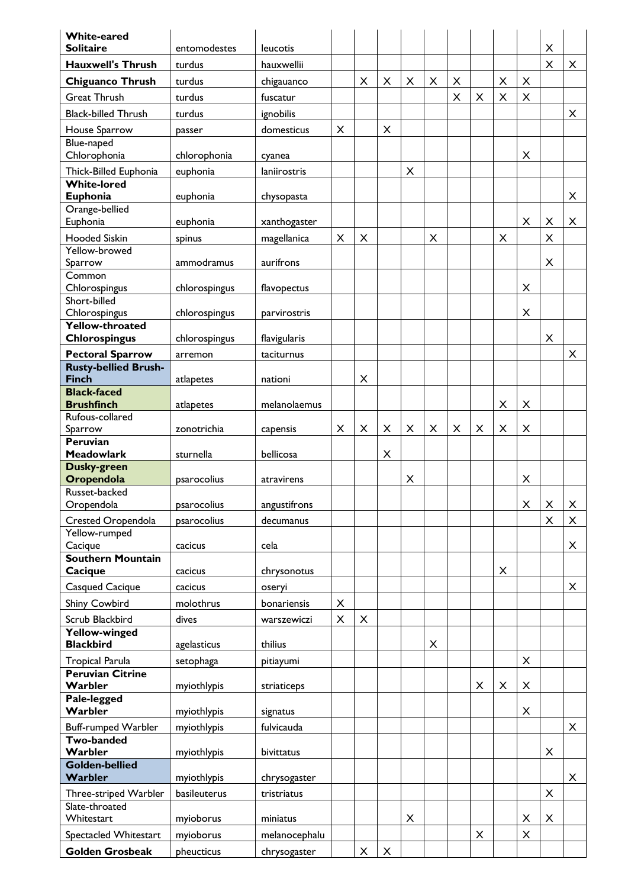| | | | | | | | | | | | | | |
|---|---|---|---|---|---|---|---|---|---|---|---|---|---|
| **White-eared Solitaire** | entomodestes | leucotis | | | | | | | | | | X | |
| **Hauxwell's Thrush** | turdus | hauxwellii | | | | | | | | | | X | X |
| **Chiguanco Thrush** | turdus | chigauanco | | X | X | X | X | X | | X | X | | |
| Great Thrush | turdus | fuscatur | | | | | | X | X | X | X | | |
| Black-billed Thrush | turdus | ignobilis | | | | | | | | | | | X |
| House Sparrow | passer | domesticus | X | | X | | | | | | | | |
| Blue-naped Chlorophonia | chlorophonia | cyanea | | | | | | | | | X | | |
| Thick-Billed Euphonia | euphonia | laniirostris | | | | X | | | | | | | |
| **White-lored Euphonia** | euphonia | chysopasta | | | | | | | | | | | X |
| Orange-bellied Euphonia | euphonia | xanthogaster | | | | | | | | | X | X | X |
| Hooded Siskin | spinus | magellanica | X | X | | | X | | | X | | X | |
| Yellow-browed Sparrow | ammodramus | aurifrons | | | | | | | | | | X | |
| Common Chlorospingus | chlorospingus | flavopectus | | | | | | | | | X | | |
| Short-billed Chlorospingus | chlorospingus | parvirostris | | | | | | | | | X | | |
| **Yellow-throated Chlorospingus** | chlorospingus | flavigularis | | | | | | | | | | X | |
| **Pectoral Sparrow** | arremon | taciturnus | | | | | | | | | | | X |
| **Rusty-bellied Brush-Finch** | atlapetes | nationi | | X | | | | | | | | | |
| **Black-faced Brushfinch** | atlapetes | melanolaemus | | | | | | | | X | X | | |
| Rufous-collared Sparrow | zonotrichia | capensis | X | X | X | X | X | X | X | X | X | | |
| **Peruvian Meadowlark** | sturnella | bellicosa | | | X | | | | | | | | |
| **Dusky-green Oropendola** | psarocolius | atravirens | | | | X | | | | | X | | |
| Russet-backed Oropendola | psarocolius | angustifrons | | | | | | | | | X | X | X |
| Crested Oropendola | psarocolius | decumanus | | | | | | | | | | X | X |
| Yellow-rumped Cacique | cacicus | cela | | | | | | | | | | | X |
| **Southern Mountain Cacique** | cacicus | chrysonotus | | | | | | | | X | | | |
| Casqued Cacique | cacicus | oseryi | | | | | | | | | | | X |
| Shiny Cowbird | molothrus | bonariensis | X | | | | | | | | | | |
| Scrub Blackbird | dives | warszewiczi | X | X | | | | | | | | | |
| **Yellow-winged Blackbird** | agelasticus | thilius | | | | | X | | | | | | |
| Tropical Parula | setophaga | pitiayumi | | | | | | | | | X | | |
| **Peruvian Citrine Warbler** | myiothlypis | striaticeps | | | | | | | X | X | X | | |
| **Pale-legged Warbler** | myiothlypis | signatus | | | | | | | | | X | | |
| Buff-rumped Warbler | myiothlypis | fulvicauda | | | | | | | | | | | X |
| **Two-banded Warbler** | myiothlypis | bivittatus | | | | | | | | | | X | |
| **Golden-bellied Warbler** | myiothlypis | chrysogaster | | | | | | | | | | | X |
| Three-striped Warbler | basileuterus | tristriatus | | | | | | | | | | X | |
| Slate-throated Whitestart | myioborus | miniatus | | | | X | | | | | X | X | |
| Spectacled Whitestart | myioborus | melanocephalu | | | | | | | X | | X | | |
| **Golden Grosbeak** | pheucticus | chrysogaster | | X | X | | | | | | | | |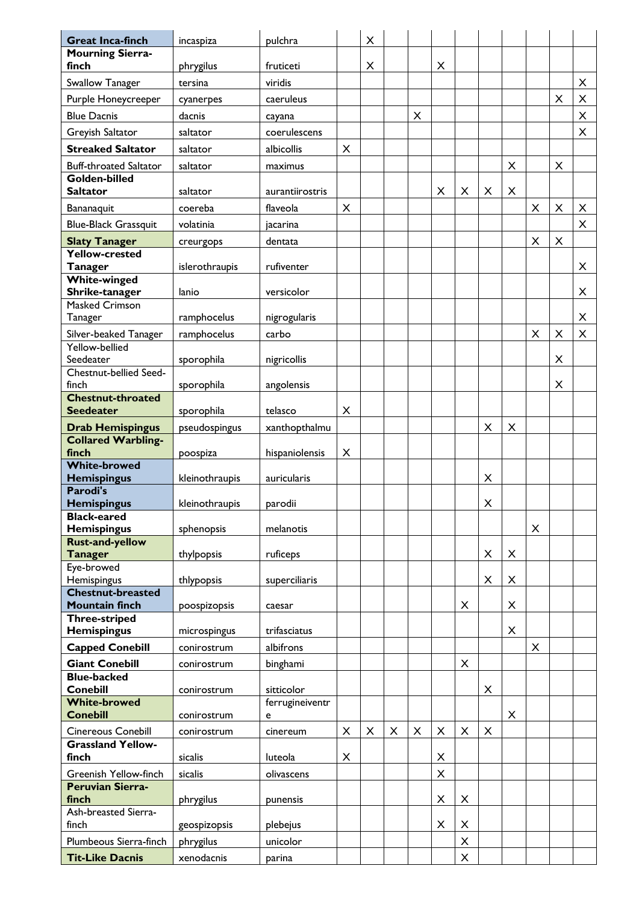| | | | | | | | | | | | | | |
|---|---|---|---|---|---|---|---|---|---|---|---|---|---|
| **Great Inca-finch** | incaspiza | pulchra | | X | | | | | | | | | |
| **Mourning Sierra-finch** | phrygilus | fruticeti | | X | | | X | | | | | | |
| Swallow Tanager | tersina | viridis | | | | | | | | | | | X |
| Purple Honeycreeper | cyanerpes | caeruleus | | | | | | | | | | X | X |
| Blue Dacnis | dacnis | cayana | | | | X | | | | | | | X |
| Greyish Saltator | saltator | coerulescens | | | | | | | | | | | X |
| **Streaked Saltator** | saltator | albicollis | X | | | | | | | | | | |
| Buff-throated Saltator | saltator | maximus | | | | | | | | X | | X | |
| **Golden-billed Saltator** | saltator | aurantiirostris | | | | | X | X | X | X | | | |
| Bananaquit | coereba | flaveola | X | | | | | | | | X | X | X |
| Blue-Black Grassquit | volatinia | jacarina | | | | | | | | | | | X |
| **Slaty Tanager** | creurgops | dentata | | | | | | | | | X | X | |
| **Yellow-crested Tanager** | islerothraupis | rufiventer | | | | | | | | | | | X |
| **White-winged Shrike-tanager** | lanio | versicolor | | | | | | | | | | | X |
| Masked Crimson Tanager | ramphocelus | nigrogularis | | | | | | | | | | | X |
| Silver-beaked Tanager | ramphocelus | carbo | | | | | | | | | X | X | X |
| Yellow-bellied Seedeater | sporophila | nigricollis | | | | | | | | | | X | |
| Chestnut-bellied Seed-finch | sporophila | angolensis | | | | | | | | | | X | |
| **Chestnut-throated Seedeater** | sporophila | telasco | X | | | | | | | | | | |
| **Drab Hemispingus** | pseudospingus | xanthopthalmu | | | | | | | X | X | | | |
| **Collared Warbling-finch** | poospiza | hispaniolensis | X | | | | | | | | | | |
| **White-browed Hemispingus** | kleinothraupis | auricularis | | | | | | | X | | | | |
| **Parodi's Hemispingus** | kleinothraupis | parodii | | | | | | | X | | | | |
| **Black-eared Hemispingus** | sphenopsis | melanotis | | | | | | | | | X | | |
| **Rust-and-yellow Tanager** | thylpopsis | ruficeps | | | | | | | X | X | | | |
| Eye-browed Hemispingus | thlypopsis | superciliaris | | | | | | | X | X | | | |
| **Chestnut-breasted Mountain finch** | poospizopsis | caesar | | | | | | X | | X | | | |
| **Three-striped Hemispingus** | microspingus | trifasciatus | | | | | | | | X | | | |
| **Capped Conebill** | conirostrum | albifrons | | | | | | | | | X | | |
| **Giant Conebill** | conirostrum | binghami | | | | | | X | | | | | |
| **Blue-backed Conebill** | conirostrum | sitticolor | | | | | | | X | | | | |
| **White-browed Conebill** | conirostrum | ferrugineiventre | | | | | | | | X | | | |
| Cinereous Conebill | conirostrum | cinereum | X | X | X | X | X | X | X | | | | |
| **Grassland Yellow-finch** | sicalis | luteola | X | | | | X | | | | | | |
| Greenish Yellow-finch | sicalis | olivascens | | | | | X | | | | | | |
| **Peruvian Sierra-finch** | phrygilus | punensis | | | | | X | X | | | | | |
| Ash-breasted Sierra-finch | geospizopsis | plebejus | | | | | X | X | | | | | |
| Plumbeous Sierra-finch | phrygilus | unicolor | | | | | | X | | | | | |
| **Tit-Like Dacnis** | xenodacnis | parina | | | | | | X | | | | | |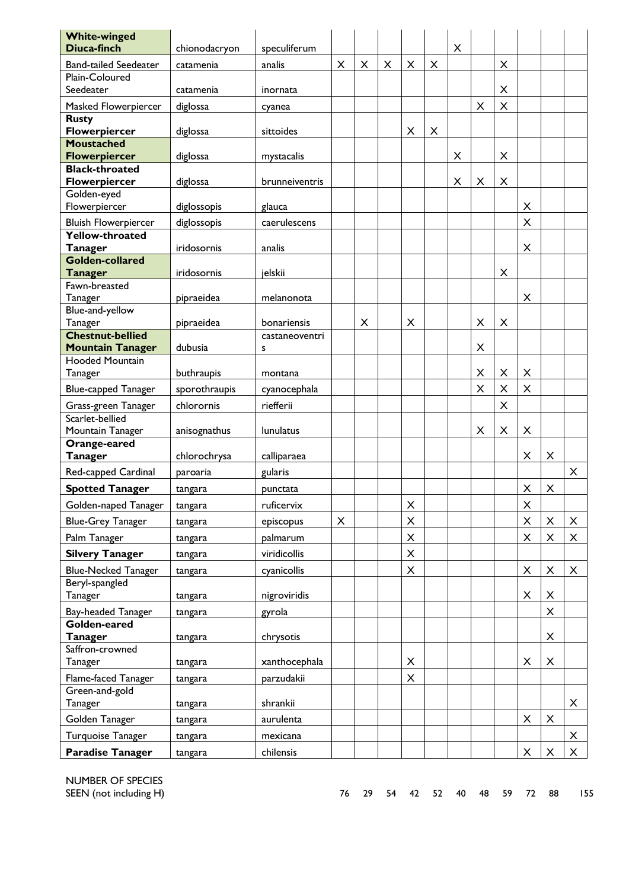| | | | | | | | | | | | | | |
|---|---|---|---|---|---|---|---|---|---|---|---|---|---|
| **White-winged Diuca-finch** | chionodacryon | speculiferum | | | | | | X | | | | | |
| Band-tailed Seedeater | catamenia | analis | X | X | X | X | X | | | X | | | |
| Plain-Coloured Seedeater | catamenia | inornata | | | | | | | | X | | | |
| Masked Flowerpiercer | diglossa | cyanea | | | | | | | X | X | | | |
| **Rusty Flowerpiercer** | diglossa | sittoides | | | | X | X | | | | | | |
| **Moustached Flowerpiercer** | diglossa | mystacalis | | | | | | X | | X | | | |
| **Black-throated Flowerpiercer** | diglossa | brunneiventris | | | | | | X | X | X | | | |
| Golden-eyed Flowerpiercer | diglossopis | glauca | | | | | | | | | X | | |
| Bluish Flowerpiercer | diglossopis | caerulescens | | | | | | | | | X | | |
| **Yellow-throated Tanager** | iridosornis | analis | | | | | | | | | X | | |
| **Golden-collared Tanager** | iridosornis | jelskii | | | | | | | | X | | | |
| Fawn-breasted Tanager | pipraeidea | melanonota | | | | | | | | | X | | |
| Blue-and-yellow Tanager | pipraeidea | bonariensis | | X | | X | | | X | X | | | |
| **Chestnut-bellied Mountain Tanager** | dubusia | castaneoventris | | | | | | | X | | | | |
| Hooded Mountain Tanager | buthraupis | montana | | | | | | | X | X | X | | |
| Blue-capped Tanager | sporothraupis | cyanocephala | | | | | | | X | X | X | | |
| Grass-green Tanager | chlorornis | riefferii | | | | | | | | X | | | |
| Scarlet-bellied Mountain Tanager | anisognathus | lunulatus | | | | | | | X | X | X | | |
| **Orange-eared Tanager** | chlorochrysa | calliparaea | | | | | | | | | X | X | |
| Red-capped Cardinal | paroaria | gularis | | | | | | | | | | | X |
| **Spotted Tanager** | tangara | punctata | | | | | | | | | X | X | |
| Golden-naped Tanager | tangara | ruficervix | | | | X | | | | | X | | |
| Blue-Grey Tanager | tangara | episcopus | X | | | X | | | | | X | X | X |
| Palm Tanager | tangara | palmarum | | | | X | | | | | X | X | X |
| **Silvery Tanager** | tangara | viridicollis | | | | X | | | | | | | |
| Blue-Necked Tanager | tangara | cyanicollis | | | | X | | | | | X | X | X |
| Beryl-spangled Tanager | tangara | nigroviridis | | | | | | | | | X | X | |
| Bay-headed Tanager | tangara | gyrola | | | | | | | | | | X | |
| **Golden-eared Tanager** | tangara | chrysotis | | | | | | | | | | X | |
| Saffron-crowned Tanager | tangara | xanthocephala | | | | X | | | | | X | X | |
| Flame-faced Tanager | tangara | parzudakii | | | | X | | | | | | | |
| Green-and-gold Tanager | tangara | shrankii | | | | | | | | | | | X |
| Golden Tanager | tangara | aurulenta | | | | | | | | | X | X | |
| Turquoise Tanager | tangara | mexicana | | | | | | | | | | | X |
| **Paradise Tanager** | tangara | chilensis | | | | | | | | | X | X | X |
| NUMBER OF SPECIES SEEN (not including H) | | | 76 | 29 | 54 | 42 | 52 | 40 | 48 | 59 | 72 | 88 | 155 |